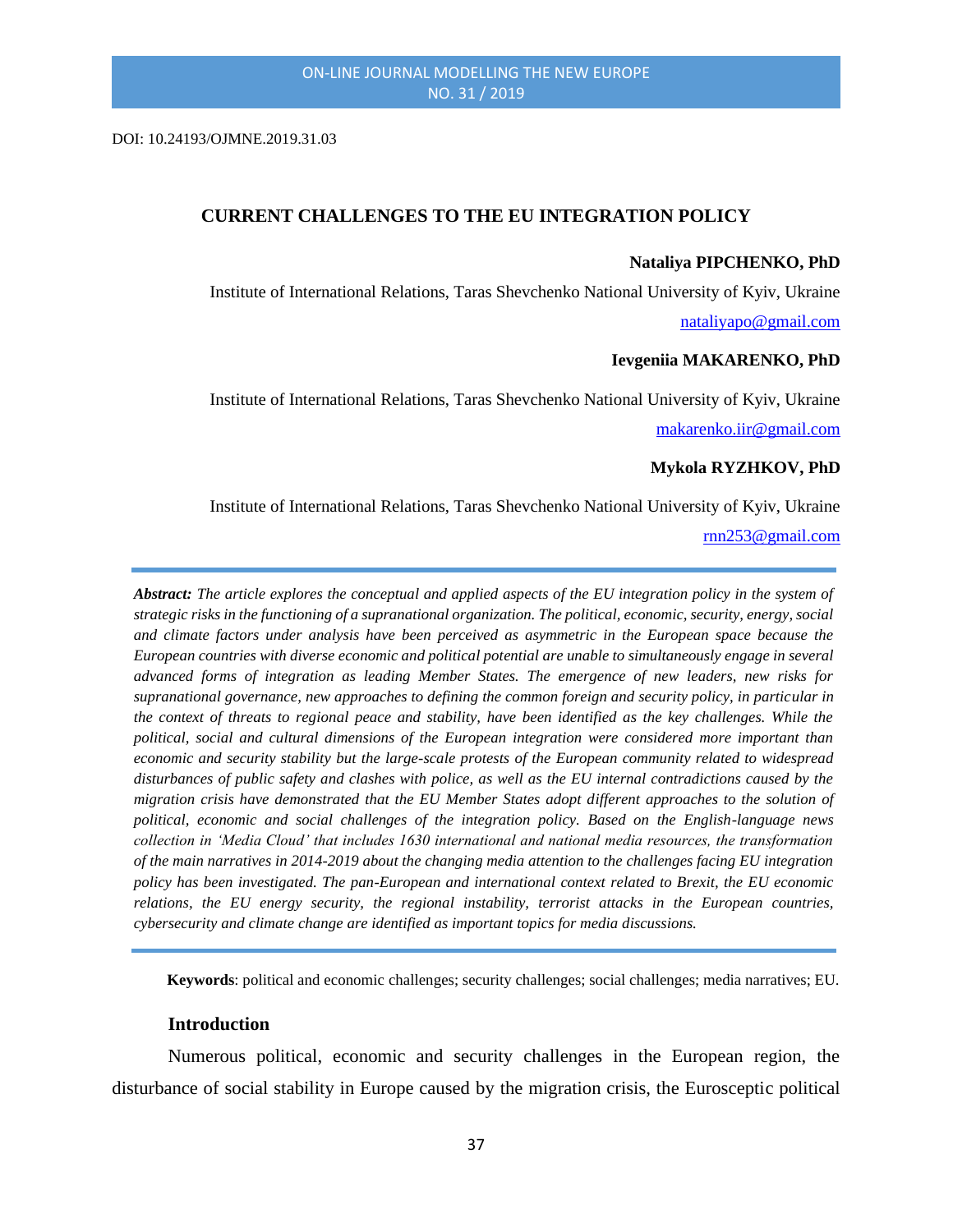DOI: 10.24193/OJMNE.2019.31.03

# CURRENT CHALLENGES TO THE EU INTEGRATION POLICY

**Nataliya PIPCHENKO, PhD**

Institute of International Relations, Taras Shevchenko National University of Kyiv, Ukraine

nataliyapo@gmail.com

**Ievgeniia MAKARENKO, PhD**

Institute of International Relations, Taras Shevchenko National University of Kyiv, Ukraine

makarenko.iir@gmail.com

**Mykola RYZHKOV, PhD**

Institute of International Relations, Taras Shevchenko National University of Kyiv, Ukraine

rnn253@gmail.com

***Abstract:*** *The article explores the conceptual and applied aspects of the EU integration policy in the system of strategic risks in the functioning of a supranational organization. The political, economic, security, energy, social and climate factors under analysis have been perceived as asymmetric in the European space because the European countries with diverse economic and political potential are unable to simultaneously engage in several advanced forms of integration as leading Member States. The emergence of new leaders, new risks for supranational governance, new approaches to defining the common foreign and security policy, in particular in the context of threats to regional peace and stability, have been identified as the key challenges. While the political, social and cultural dimensions of the European integration were considered more important than economic and security stability but the large-scale protests of the European community related to widespread disturbances of public safety and clashes with police, as well as the EU internal contradictions caused by the migration crisis have demonstrated that the EU Member States adopt different approaches to the solution of political, economic and social challenges of the integration policy. Based on the English-language news collection in 'Media Cloud' that includes 1630 international and national media resources, the transformation of the main narratives in 2014-2019 about the changing media attention to the challenges facing EU integration policy has been investigated. The pan-European and international context related to Brexit, the EU economic relations, the EU energy security, the regional instability, terrorist attacks in the European countries, cybersecurity and climate change are identified as important topics for media discussions.*

**Keywords**: political and economic challenges; security challenges; social challenges; media narratives; EU.

## Introduction

Numerous political, economic and security challenges in the European region, the disturbance of social stability in Europe caused by the migration crisis, the Eurosceptic political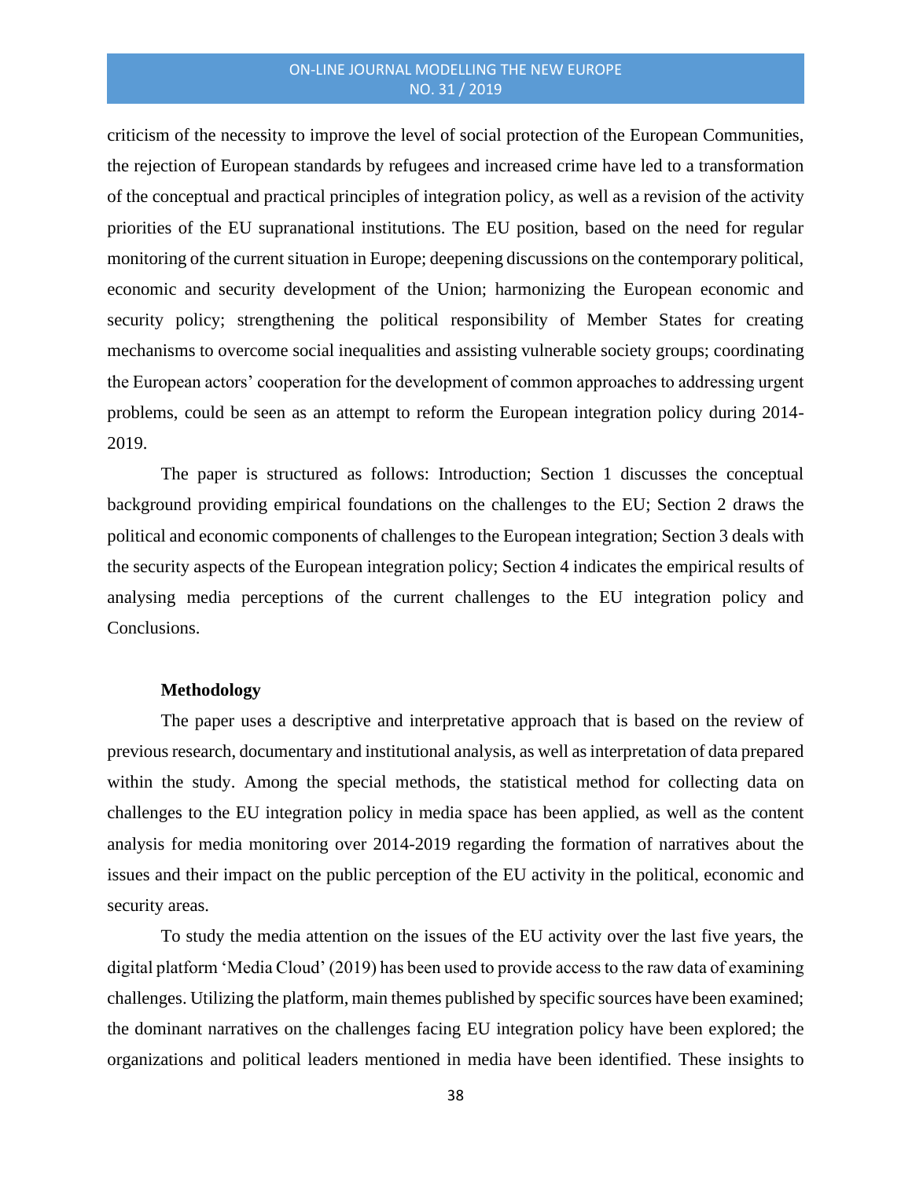criticism of the necessity to improve the level of social protection of the European Communities, the rejection of European standards by refugees and increased crime have led to a transformation of the conceptual and practical principles of integration policy, as well as a revision of the activity priorities of the EU supranational institutions. The EU position, based on the need for regular monitoring of the current situation in Europe; deepening discussions on the contemporary political, economic and security development of the Union; harmonizing the European economic and security policy; strengthening the political responsibility of Member States for creating mechanisms to overcome social inequalities and assisting vulnerable society groups; coordinating the European actors' cooperation for the development of common approaches to addressing urgent problems, could be seen as an attempt to reform the European integration policy during 2014-2019.

The paper is structured as follows: Introduction; Section 1 discusses the conceptual background providing empirical foundations on the challenges to the EU; Section 2 draws the political and economic components of challenges to the European integration; Section 3 deals with the security aspects of the European integration policy; Section 4 indicates the empirical results of analysing media perceptions of the current challenges to the EU integration policy and Conclusions.

**Methodology**

The paper uses a descriptive and interpretative approach that is based on the review of previous research, documentary and institutional analysis, as well as interpretation of data prepared within the study. Among the special methods, the statistical method for collecting data on challenges to the EU integration policy in media space has been applied, as well as the content analysis for media monitoring over 2014-2019 regarding the formation of narratives about the issues and their impact on the public perception of the EU activity in the political, economic and security areas.

To study the media attention on the issues of the EU activity over the last five years, the digital platform 'Media Cloud' (2019) has been used to provide access to the raw data of examining challenges. Utilizing the platform, main themes published by specific sources have been examined; the dominant narratives on the challenges facing EU integration policy have been explored; the organizations and political leaders mentioned in media have been identified. These insights to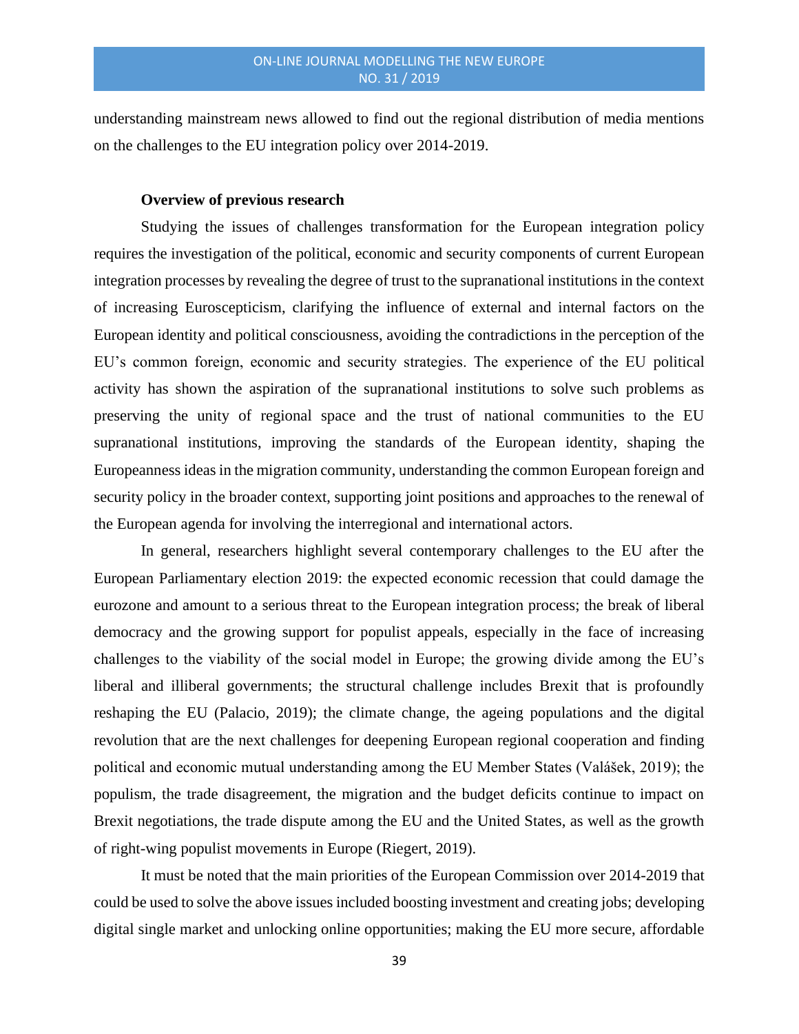understanding mainstream news allowed to find out the regional distribution of media mentions on the challenges to the EU integration policy over 2014-2019.

**Overview of previous research**

Studying the issues of challenges transformation for the European integration policy requires the investigation of the political, economic and security components of current European integration processes by revealing the degree of trust to the supranational institutions in the context of increasing Euroscepticism, clarifying the influence of external and internal factors on the European identity and political consciousness, avoiding the contradictions in the perception of the EU's common foreign, economic and security strategies. The experience of the EU political activity has shown the aspiration of the supranational institutions to solve such problems as preserving the unity of regional space and the trust of national communities to the EU supranational institutions, improving the standards of the European identity, shaping the Europeanness ideas in the migration community, understanding the common European foreign and security policy in the broader context, supporting joint positions and approaches to the renewal of the European agenda for involving the interregional and international actors.

In general, researchers highlight several contemporary challenges to the EU after the European Parliamentary election 2019: the expected economic recession that could damage the eurozone and amount to a serious threat to the European integration process; the break of liberal democracy and the growing support for populist appeals, especially in the face of increasing challenges to the viability of the social model in Europe; the growing divide among the EU's liberal and illiberal governments; the structural challenge includes Brexit that is profoundly reshaping the EU (Palacio, 2019); the climate change, the ageing populations and the digital revolution that are the next challenges for deepening European regional cooperation and finding political and economic mutual understanding among the EU Member States (Valášek, 2019); the populism, the trade disagreement, the migration and the budget deficits continue to impact on Brexit negotiations, the trade dispute among the EU and the United States, as well as the growth of right-wing populist movements in Europe (Riegert, 2019).

It must be noted that the main priorities of the European Commission over 2014-2019 that could be used to solve the above issues included boosting investment and creating jobs; developing digital single market and unlocking online opportunities; making the EU more secure, affordable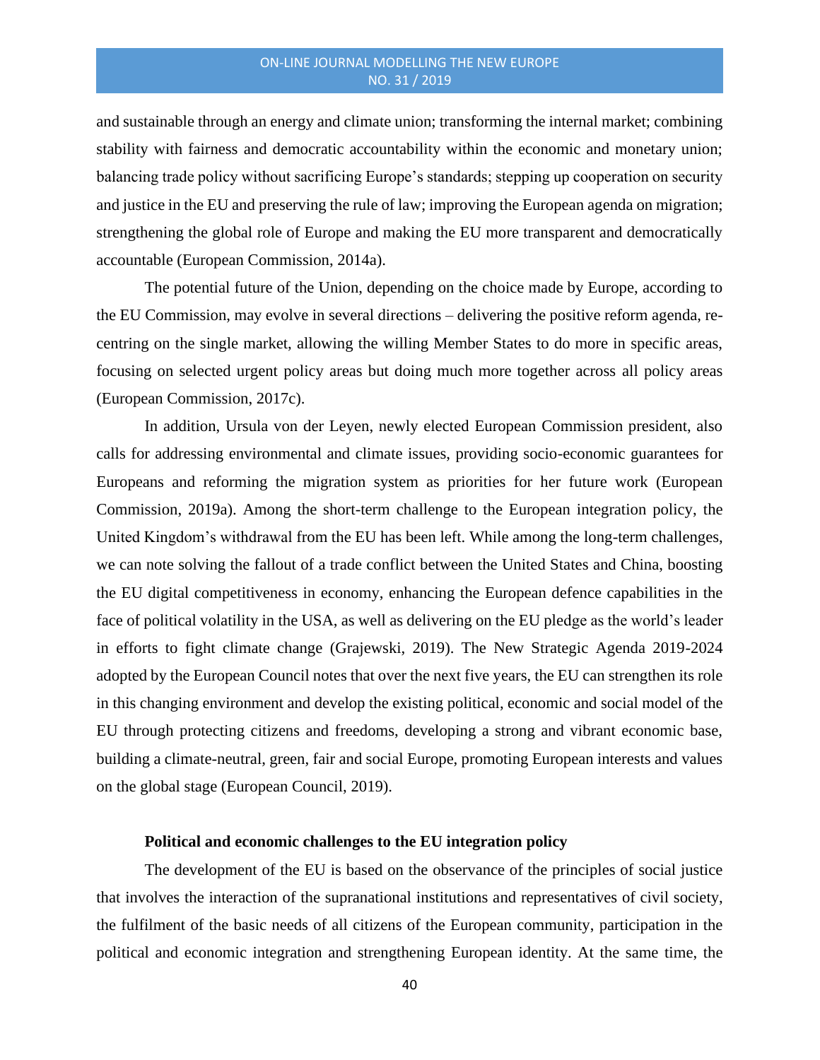and sustainable through an energy and climate union; transforming the internal market; combining stability with fairness and democratic accountability within the economic and monetary union; balancing trade policy without sacrificing Europe's standards; stepping up cooperation on security and justice in the EU and preserving the rule of law; improving the European agenda on migration; strengthening the global role of Europe and making the EU more transparent and democratically accountable (European Commission, 2014a).

The potential future of the Union, depending on the choice made by Europe, according to the EU Commission, may evolve in several directions – delivering the positive reform agenda, re-centring on the single market, allowing the willing Member States to do more in specific areas, focusing on selected urgent policy areas but doing much more together across all policy areas (European Commission, 2017c).

In addition, Ursula von der Leyen, newly elected European Commission president, also calls for addressing environmental and climate issues, providing socio-economic guarantees for Europeans and reforming the migration system as priorities for her future work (European Commission, 2019a). Among the short-term challenge to the European integration policy, the United Kingdom's withdrawal from the EU has been left. While among the long-term challenges, we can note solving the fallout of a trade conflict between the United States and China, boosting the EU digital competitiveness in economy, enhancing the European defence capabilities in the face of political volatility in the USA, as well as delivering on the EU pledge as the world's leader in efforts to fight climate change (Grajewski, 2019). The New Strategic Agenda 2019-2024 adopted by the European Council notes that over the next five years, the EU can strengthen its role in this changing environment and develop the existing political, economic and social model of the EU through protecting citizens and freedoms, developing a strong and vibrant economic base, building a climate-neutral, green, fair and social Europe, promoting European interests and values on the global stage (European Council, 2019).

## Political and economic challenges to the EU integration policy

The development of the EU is based on the observance of the principles of social justice that involves the interaction of the supranational institutions and representatives of civil society, the fulfilment of the basic needs of all citizens of the European community, participation in the political and economic integration and strengthening European identity. At the same time, the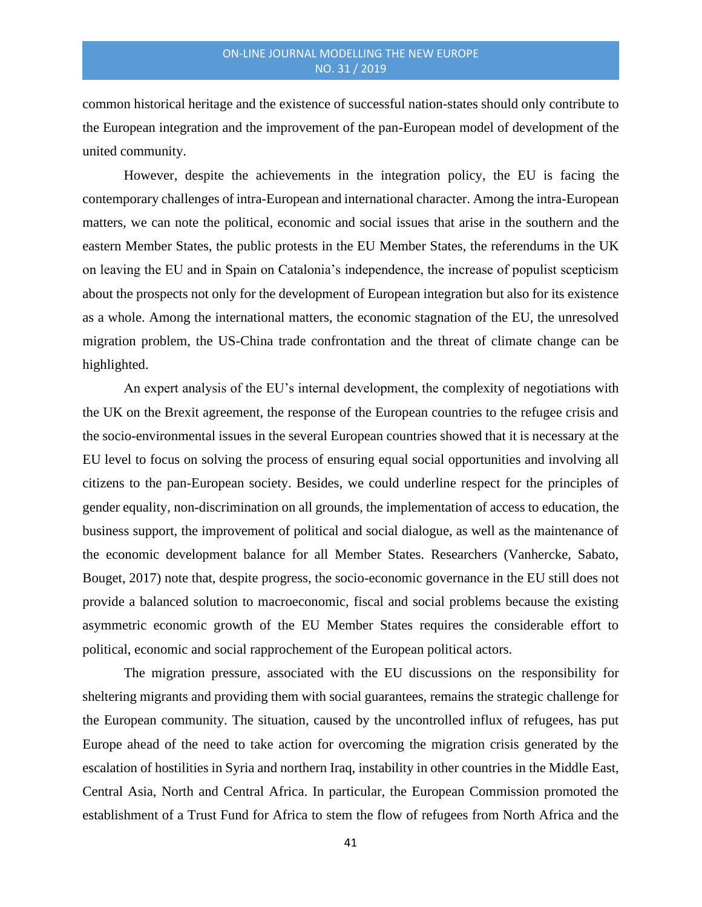common historical heritage and the existence of successful nation-states should only contribute to the European integration and the improvement of the pan-European model of development of the united community.

However, despite the achievements in the integration policy, the EU is facing the contemporary challenges of intra-European and international character. Among the intra-European matters, we can note the political, economic and social issues that arise in the southern and the eastern Member States, the public protests in the EU Member States, the referendums in the UK on leaving the EU and in Spain on Catalonia's independence, the increase of populist scepticism about the prospects not only for the development of European integration but also for its existence as a whole. Among the international matters, the economic stagnation of the EU, the unresolved migration problem, the US-China trade confrontation and the threat of climate change can be highlighted.

An expert analysis of the EU's internal development, the complexity of negotiations with the UK on the Brexit agreement, the response of the European countries to the refugee crisis and the socio-environmental issues in the several European countries showed that it is necessary at the EU level to focus on solving the process of ensuring equal social opportunities and involving all citizens to the pan-European society. Besides, we could underline respect for the principles of gender equality, non-discrimination on all grounds, the implementation of access to education, the business support, the improvement of political and social dialogue, as well as the maintenance of the economic development balance for all Member States. Researchers (Vanhercke, Sabato, Bouget, 2017) note that, despite progress, the socio-economic governance in the EU still does not provide a balanced solution to macroeconomic, fiscal and social problems because the existing asymmetric economic growth of the EU Member States requires the considerable effort to political, economic and social rapprochement of the European political actors.

The migration pressure, associated with the EU discussions on the responsibility for sheltering migrants and providing them with social guarantees, remains the strategic challenge for the European community. The situation, caused by the uncontrolled influx of refugees, has put Europe ahead of the need to take action for overcoming the migration crisis generated by the escalation of hostilities in Syria and northern Iraq, instability in other countries in the Middle East, Central Asia, North and Central Africa. In particular, the European Commission promoted the establishment of a Trust Fund for Africa to stem the flow of refugees from North Africa and the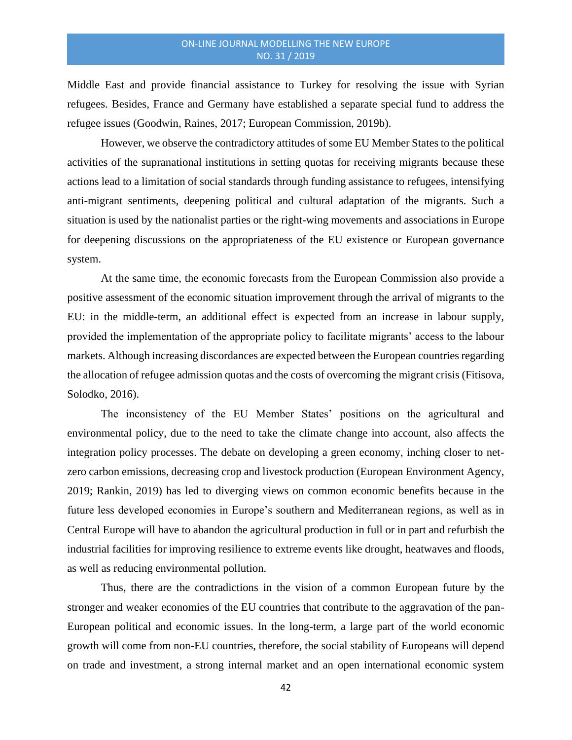Middle East and provide financial assistance to Turkey for resolving the issue with Syrian refugees. Besides, France and Germany have established a separate special fund to address the refugee issues (Goodwin, Raines, 2017; European Commission, 2019b).

However, we observe the contradictory attitudes of some EU Member States to the political activities of the supranational institutions in setting quotas for receiving migrants because these actions lead to a limitation of social standards through funding assistance to refugees, intensifying anti-migrant sentiments, deepening political and cultural adaptation of the migrants. Such a situation is used by the nationalist parties or the right-wing movements and associations in Europe for deepening discussions on the appropriateness of the EU existence or European governance system.

At the same time, the economic forecasts from the European Commission also provide a positive assessment of the economic situation improvement through the arrival of migrants to the EU: in the middle-term, an additional effect is expected from an increase in labour supply, provided the implementation of the appropriate policy to facilitate migrants' access to the labour markets. Although increasing discordances are expected between the European countries regarding the allocation of refugee admission quotas and the costs of overcoming the migrant crisis (Fitisova, Solodko, 2016).

The inconsistency of the EU Member States' positions on the agricultural and environmental policy, due to the need to take the climate change into account, also affects the integration policy processes. The debate on developing a green economy, inching closer to net-zero carbon emissions, decreasing crop and livestock production (European Environment Agency, 2019; Rankin, 2019) has led to diverging views on common economic benefits because in the future less developed economies in Europe's southern and Mediterranean regions, as well as in Central Europe will have to abandon the agricultural production in full or in part and refurbish the industrial facilities for improving resilience to extreme events like drought, heatwaves and floods, as well as reducing environmental pollution.

Thus, there are the contradictions in the vision of a common European future by the stronger and weaker economies of the EU countries that contribute to the aggravation of the pan-European political and economic issues. In the long-term, a large part of the world economic growth will come from non-EU countries, therefore, the social stability of Europeans will depend on trade and investment, a strong internal market and an open international economic system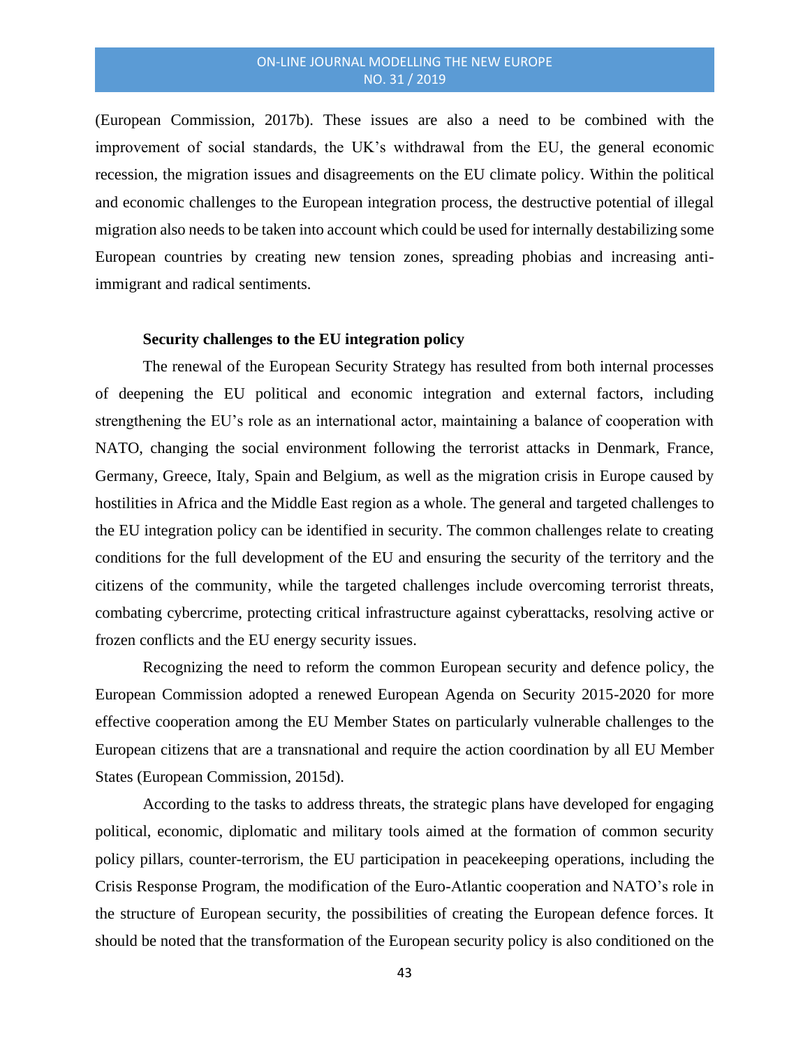(European Commission, 2017b). These issues are also a need to be combined with the improvement of social standards, the UK's withdrawal from the EU, the general economic recession, the migration issues and disagreements on the EU climate policy. Within the political and economic challenges to the European integration process, the destructive potential of illegal migration also needs to be taken into account which could be used for internally destabilizing some European countries by creating new tension zones, spreading phobias and increasing anti-immigrant and radical sentiments.

**Security challenges to the EU integration policy**

The renewal of the European Security Strategy has resulted from both internal processes of deepening the EU political and economic integration and external factors, including strengthening the EU's role as an international actor, maintaining a balance of cooperation with NATO, changing the social environment following the terrorist attacks in Denmark, France, Germany, Greece, Italy, Spain and Belgium, as well as the migration crisis in Europe caused by hostilities in Africa and the Middle East region as a whole. The general and targeted challenges to the EU integration policy can be identified in security. The common challenges relate to creating conditions for the full development of the EU and ensuring the security of the territory and the citizens of the community, while the targeted challenges include overcoming terrorist threats, combating cybercrime, protecting critical infrastructure against cyberattacks, resolving active or frozen conflicts and the EU energy security issues.

Recognizing the need to reform the common European security and defence policy, the European Commission adopted a renewed European Agenda on Security 2015-2020 for more effective cooperation among the EU Member States on particularly vulnerable challenges to the European citizens that are a transnational and require the action coordination by all EU Member States (European Commission, 2015d).

According to the tasks to address threats, the strategic plans have developed for engaging political, economic, diplomatic and military tools aimed at the formation of common security policy pillars, counter-terrorism, the EU participation in peacekeeping operations, including the Crisis Response Program, the modification of the Euro-Atlantic cooperation and NATO's role in the structure of European security, the possibilities of creating the European defence forces. It should be noted that the transformation of the European security policy is also conditioned on the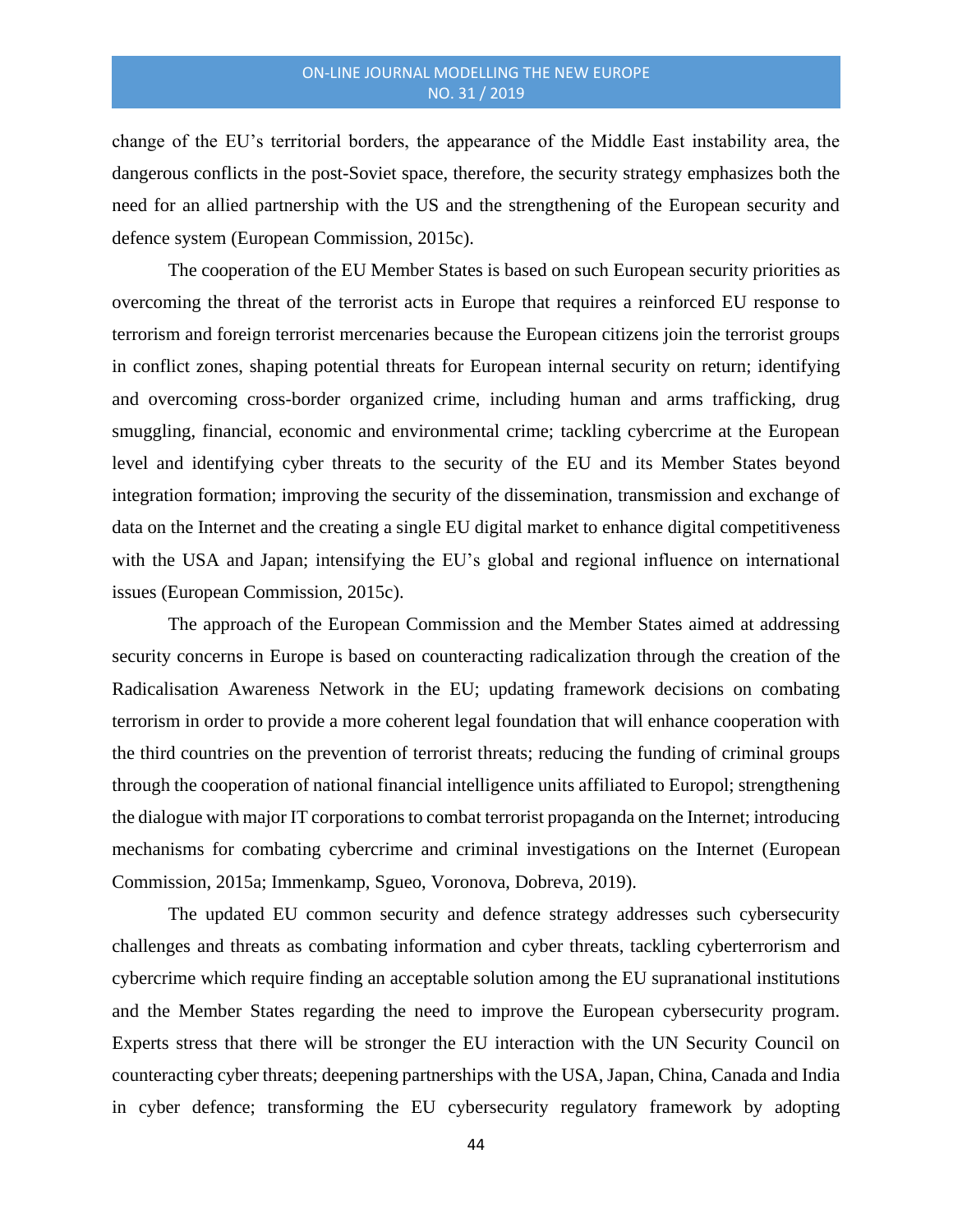change of the EU's territorial borders, the appearance of the Middle East instability area, the dangerous conflicts in the post-Soviet space, therefore, the security strategy emphasizes both the need for an allied partnership with the US and the strengthening of the European security and defence system (European Commission, 2015c).

The cooperation of the EU Member States is based on such European security priorities as overcoming the threat of the terrorist acts in Europe that requires a reinforced EU response to terrorism and foreign terrorist mercenaries because the European citizens join the terrorist groups in conflict zones, shaping potential threats for European internal security on return; identifying and overcoming cross-border organized crime, including human and arms trafficking, drug smuggling, financial, economic and environmental crime; tackling cybercrime at the European level and identifying cyber threats to the security of the EU and its Member States beyond integration formation; improving the security of the dissemination, transmission and exchange of data on the Internet and the creating a single EU digital market to enhance digital competitiveness with the USA and Japan; intensifying the EU's global and regional influence on international issues (European Commission, 2015c).

The approach of the European Commission and the Member States aimed at addressing security concerns in Europe is based on counteracting radicalization through the creation of the Radicalisation Awareness Network in the EU; updating framework decisions on combating terrorism in order to provide a more coherent legal foundation that will enhance cooperation with the third countries on the prevention of terrorist threats; reducing the funding of criminal groups through the cooperation of national financial intelligence units affiliated to Europol; strengthening the dialogue with major IT corporations to combat terrorist propaganda on the Internet; introducing mechanisms for combating cybercrime and criminal investigations on the Internet (European Commission, 2015a; Immenkamp, Sgueo, Voronova, Dobreva, 2019).

The updated EU common security and defence strategy addresses such cybersecurity challenges and threats as combating information and cyber threats, tackling cyberterrorism and cybercrime which require finding an acceptable solution among the EU supranational institutions and the Member States regarding the need to improve the European cybersecurity program. Experts stress that there will be stronger the EU interaction with the UN Security Council on counteracting cyber threats; deepening partnerships with the USA, Japan, China, Canada and India in cyber defence; transforming the EU cybersecurity regulatory framework by adopting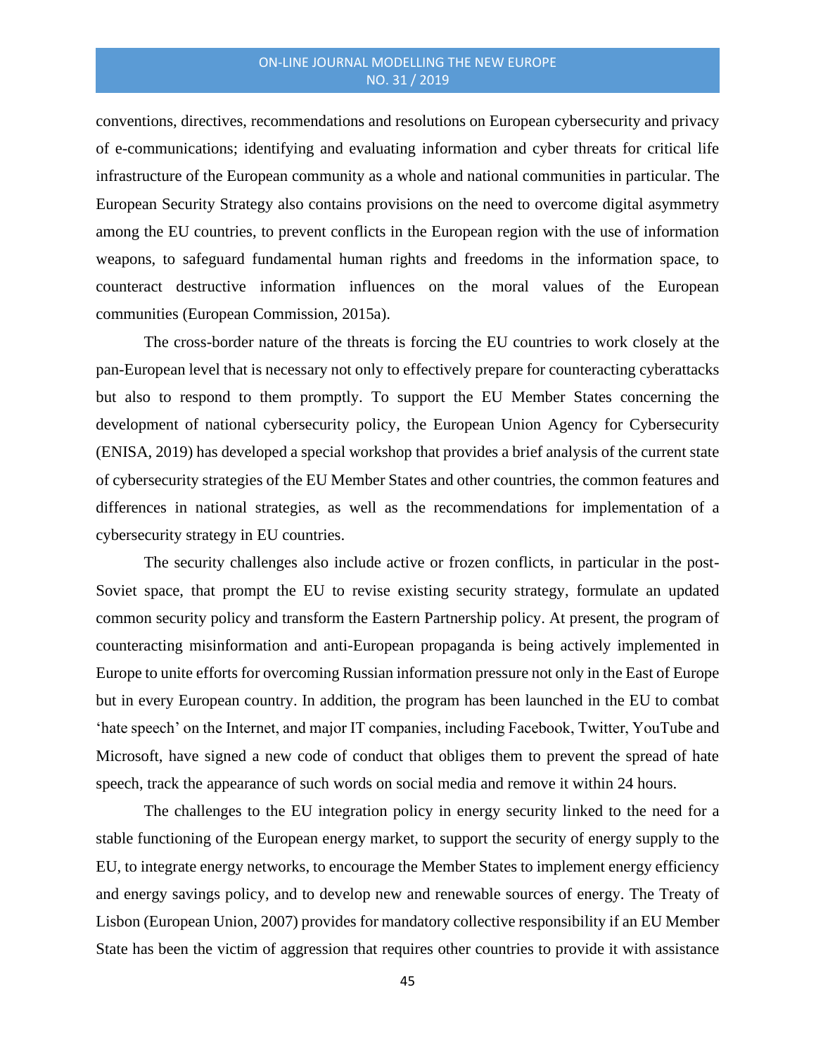conventions, directives, recommendations and resolutions on European cybersecurity and privacy of e-communications; identifying and evaluating information and cyber threats for critical life infrastructure of the European community as a whole and national communities in particular. The European Security Strategy also contains provisions on the need to overcome digital asymmetry among the EU countries, to prevent conflicts in the European region with the use of information weapons, to safeguard fundamental human rights and freedoms in the information space, to counteract destructive information influences on the moral values of the European communities (European Commission, 2015a).

The cross-border nature of the threats is forcing the EU countries to work closely at the pan-European level that is necessary not only to effectively prepare for counteracting cyberattacks but also to respond to them promptly. To support the EU Member States concerning the development of national cybersecurity policy, the European Union Agency for Cybersecurity (ENISA, 2019) has developed a special workshop that provides a brief analysis of the current state of cybersecurity strategies of the EU Member States and other countries, the common features and differences in national strategies, as well as the recommendations for implementation of a cybersecurity strategy in EU countries.

The security challenges also include active or frozen conflicts, in particular in the post-Soviet space, that prompt the EU to revise existing security strategy, formulate an updated common security policy and transform the Eastern Partnership policy. At present, the program of counteracting misinformation and anti-European propaganda is being actively implemented in Europe to unite efforts for overcoming Russian information pressure not only in the East of Europe but in every European country. In addition, the program has been launched in the EU to combat 'hate speech' on the Internet, and major IT companies, including Facebook, Twitter, YouTube and Microsoft, have signed a new code of conduct that obliges them to prevent the spread of hate speech, track the appearance of such words on social media and remove it within 24 hours.

The challenges to the EU integration policy in energy security linked to the need for a stable functioning of the European energy market, to support the security of energy supply to the EU, to integrate energy networks, to encourage the Member States to implement energy efficiency and energy savings policy, and to develop new and renewable sources of energy. The Treaty of Lisbon (European Union, 2007) provides for mandatory collective responsibility if an EU Member State has been the victim of aggression that requires other countries to provide it with assistance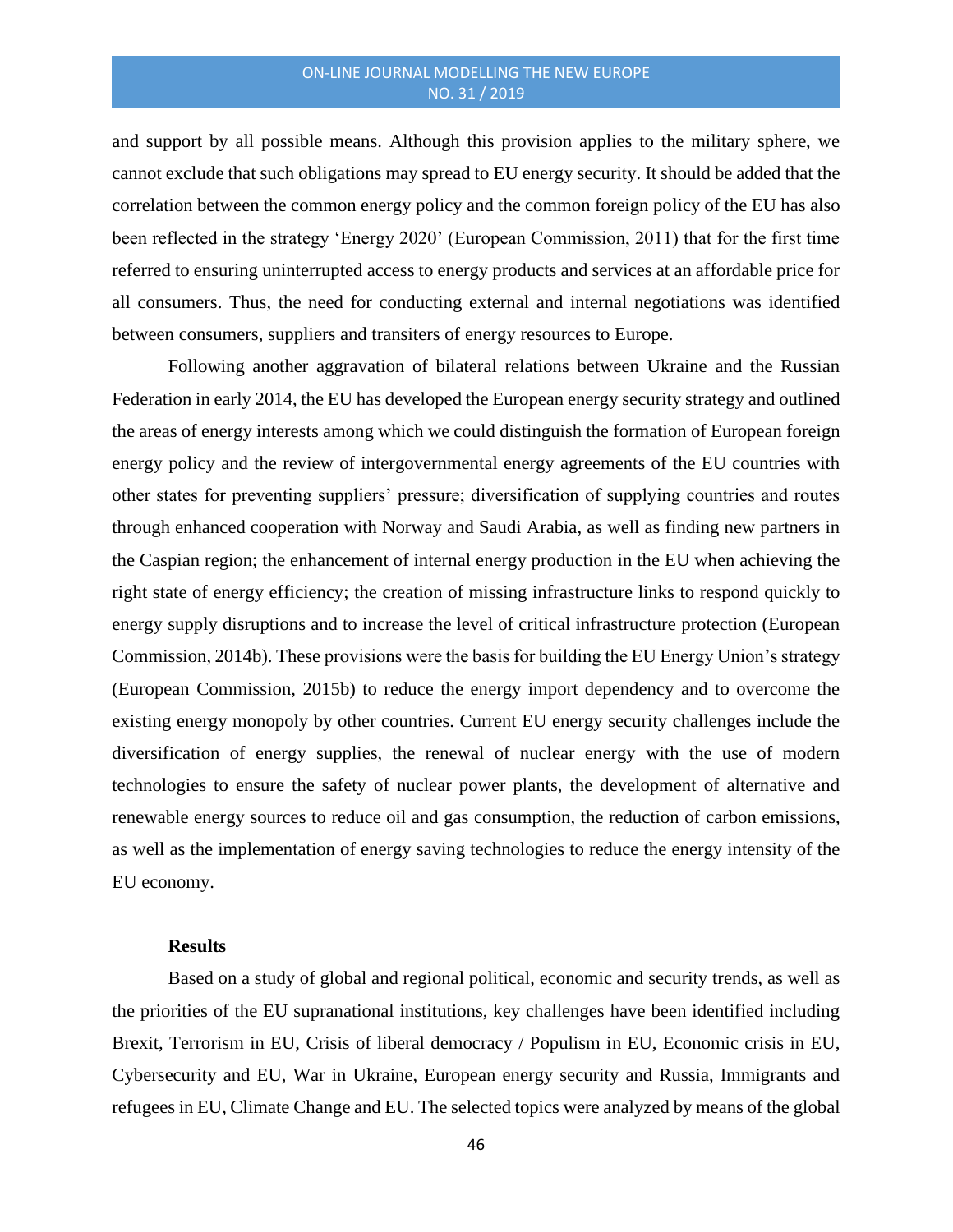and support by all possible means. Although this provision applies to the military sphere, we cannot exclude that such obligations may spread to EU energy security. It should be added that the correlation between the common energy policy and the common foreign policy of the EU has also been reflected in the strategy 'Energy 2020' (European Commission, 2011) that for the first time referred to ensuring uninterrupted access to energy products and services at an affordable price for all consumers. Thus, the need for conducting external and internal negotiations was identified between consumers, suppliers and transiters of energy resources to Europe.

Following another aggravation of bilateral relations between Ukraine and the Russian Federation in early 2014, the EU has developed the European energy security strategy and outlined the areas of energy interests among which we could distinguish the formation of European foreign energy policy and the review of intergovernmental energy agreements of the EU countries with other states for preventing suppliers' pressure; diversification of supplying countries and routes through enhanced cooperation with Norway and Saudi Arabia, as well as finding new partners in the Caspian region; the enhancement of internal energy production in the EU when achieving the right state of energy efficiency; the creation of missing infrastructure links to respond quickly to energy supply disruptions and to increase the level of critical infrastructure protection (European Commission, 2014b). These provisions were the basis for building the EU Energy Union's strategy (European Commission, 2015b) to reduce the energy import dependency and to overcome the existing energy monopoly by other countries. Current EU energy security challenges include the diversification of energy supplies, the renewal of nuclear energy with the use of modern technologies to ensure the safety of nuclear power plants, the development of alternative and renewable energy sources to reduce oil and gas consumption, the reduction of carbon emissions, as well as the implementation of energy saving technologies to reduce the energy intensity of the EU economy.

## Results

Based on a study of global and regional political, economic and security trends, as well as the priorities of the EU supranational institutions, key challenges have been identified including Brexit, Terrorism in EU, Crisis of liberal democracy / Populism in EU, Economic crisis in EU, Cybersecurity and EU, War in Ukraine, European energy security and Russia, Immigrants and refugees in EU, Climate Change and EU. The selected topics were analyzed by means of the global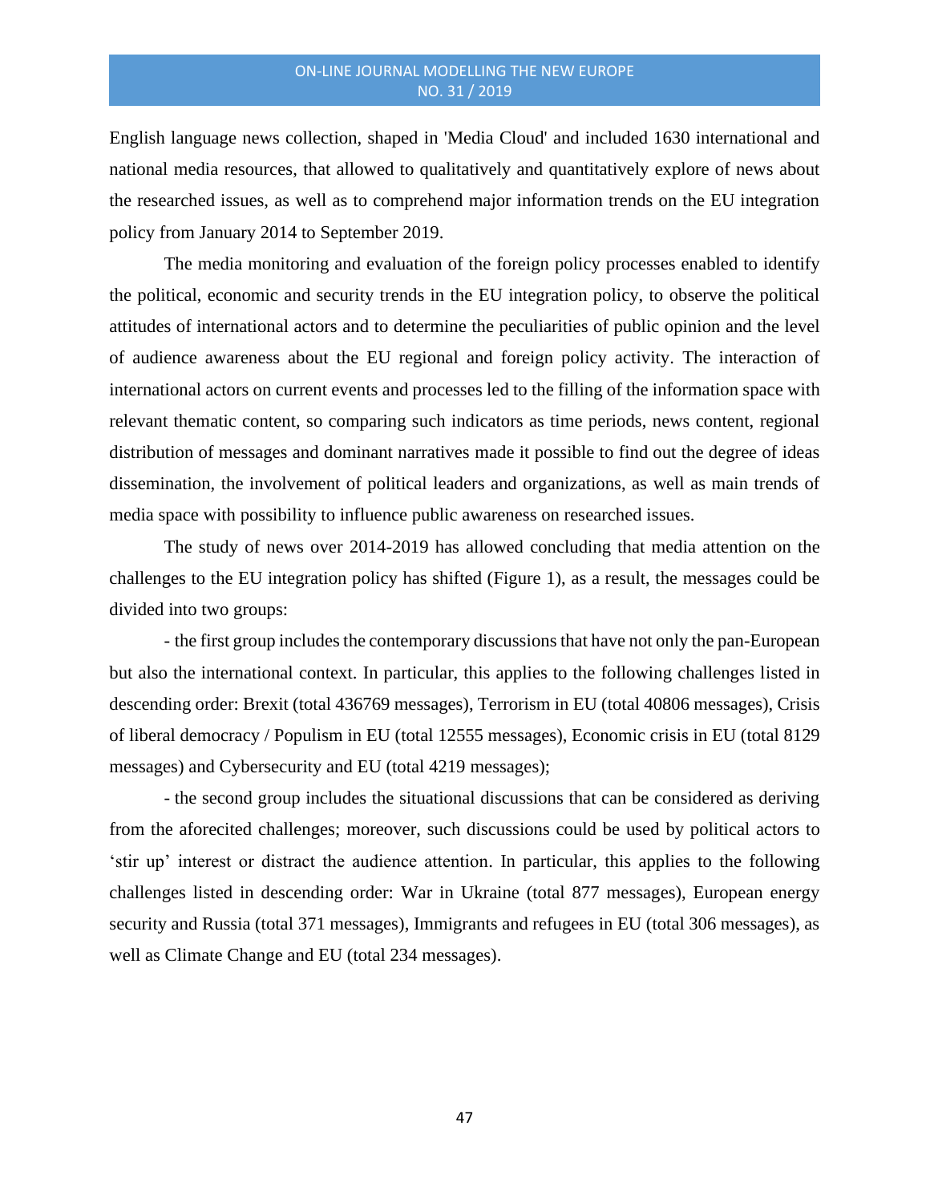English language news collection, shaped in 'Media Cloud' and included 1630 international and national media resources, that allowed to qualitatively and quantitatively explore of news about the researched issues, as well as to comprehend major information trends on the EU integration policy from January 2014 to September 2019.

The media monitoring and evaluation of the foreign policy processes enabled to identify the political, economic and security trends in the EU integration policy, to observe the political attitudes of international actors and to determine the peculiarities of public opinion and the level of audience awareness about the EU regional and foreign policy activity. The interaction of international actors on current events and processes led to the filling of the information space with relevant thematic content, so comparing such indicators as time periods, news content, regional distribution of messages and dominant narratives made it possible to find out the degree of ideas dissemination, the involvement of political leaders and organizations, as well as main trends of media space with possibility to influence public awareness on researched issues.

The study of news over 2014-2019 has allowed concluding that media attention on the challenges to the EU integration policy has shifted (Figure 1), as a result, the messages could be divided into two groups:

- the first group includes the contemporary discussions that have not only the pan-European but also the international context. In particular, this applies to the following challenges listed in descending order: Brexit (total 436769 messages), Terrorism in EU (total 40806 messages), Crisis of liberal democracy / Populism in EU (total 12555 messages), Economic crisis in EU (total 8129 messages) and Cybersecurity and EU (total 4219 messages);

- the second group includes the situational discussions that can be considered as deriving from the aforecited challenges; moreover, such discussions could be used by political actors to 'stir up' interest or distract the audience attention. In particular, this applies to the following challenges listed in descending order: War in Ukraine (total 877 messages), European energy security and Russia (total 371 messages), Immigrants and refugees in EU (total 306 messages), as well as Climate Change and EU (total 234 messages).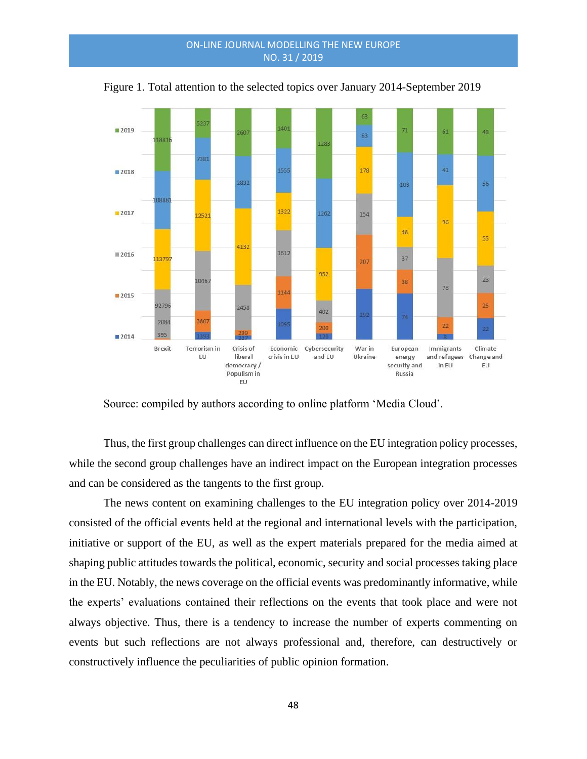Figure 1. Total attention to the selected topics over January 2014-September 2019

Source: compiled by authors according to online platform 'Media Cloud'.

Thus, the first group challenges can direct influence on the EU integration policy processes, while the second group challenges have an indirect impact on the European integration processes and can be considered as the tangents to the first group.

The news content on examining challenges to the EU integration policy over 2014-2019 consisted of the official events held at the regional and international levels with the participation, initiative or support of the EU, as well as the expert materials prepared for the media aimed at shaping public attitudes towards the political, economic, security and social processes taking place in the EU. Notably, the news coverage on the official events was predominantly informative, while the experts' evaluations contained their reflections on the events that took place and were not always objective. Thus, there is a tendency to increase the number of experts commenting on events but such reflections are not always professional and, therefore, can destructively or constructively influence the peculiarities of public opinion formation.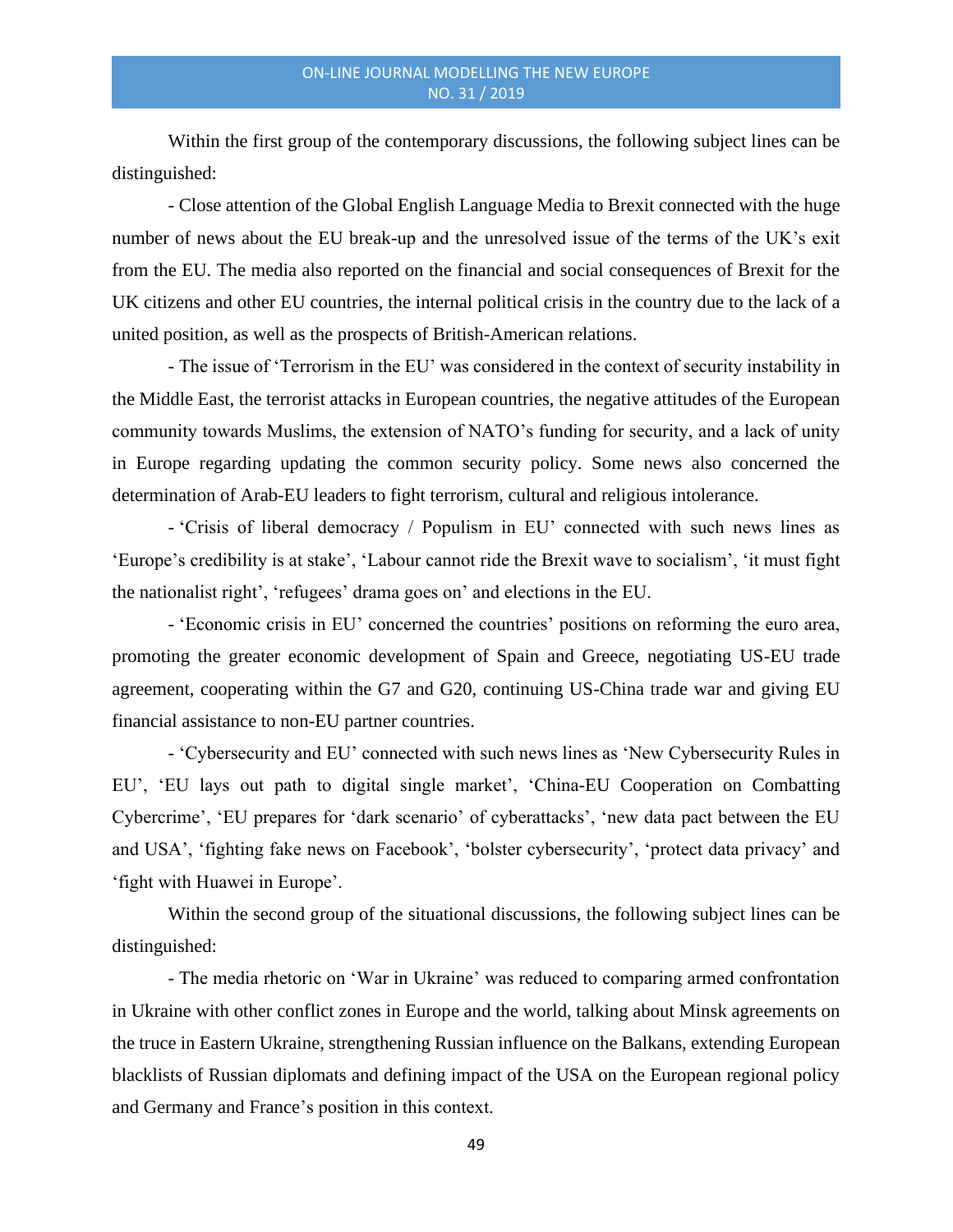Within the first group of the contemporary discussions, the following subject lines can be distinguished:

- Close attention of the Global English Language Media to Brexit connected with the huge number of news about the EU break-up and the unresolved issue of the terms of the UK's exit from the EU. The media also reported on the financial and social consequences of Brexit for the UK citizens and other EU countries, the internal political crisis in the country due to the lack of a united position, as well as the prospects of British-American relations.

- The issue of 'Terrorism in the EU' was considered in the context of security instability in the Middle East, the terrorist attacks in European countries, the negative attitudes of the European community towards Muslims, the extension of NATO's funding for security, and a lack of unity in Europe regarding updating the common security policy. Some news also concerned the determination of Arab-EU leaders to fight terrorism, cultural and religious intolerance.

- 'Crisis of liberal democracy / Populism in EU' connected with such news lines as 'Europe's credibility is at stake', 'Labour cannot ride the Brexit wave to socialism', 'it must fight the nationalist right', 'refugees' drama goes on' and elections in the EU.

- 'Economic crisis in EU' concerned the countries' positions on reforming the euro area, promoting the greater economic development of Spain and Greece, negotiating US-EU trade agreement, cooperating within the G7 and G20, continuing US-China trade war and giving EU financial assistance to non-EU partner countries.

- 'Cybersecurity and EU' connected with such news lines as 'New Cybersecurity Rules in EU', 'EU lays out path to digital single market', 'China-EU Cooperation on Combatting Cybercrime', 'EU prepares for 'dark scenario' of cyberattacks', 'new data pact between the EU and USA', 'fighting fake news on Facebook', 'bolster cybersecurity', 'protect data privacy' and 'fight with Huawei in Europe'.

Within the second group of the situational discussions, the following subject lines can be distinguished:

- The media rhetoric on 'War in Ukraine' was reduced to comparing armed confrontation in Ukraine with other conflict zones in Europe and the world, talking about Minsk agreements on the truce in Eastern Ukraine, strengthening Russian influence on the Balkans, extending European blacklists of Russian diplomats and defining impact of the USA on the European regional policy and Germany and France's position in this context.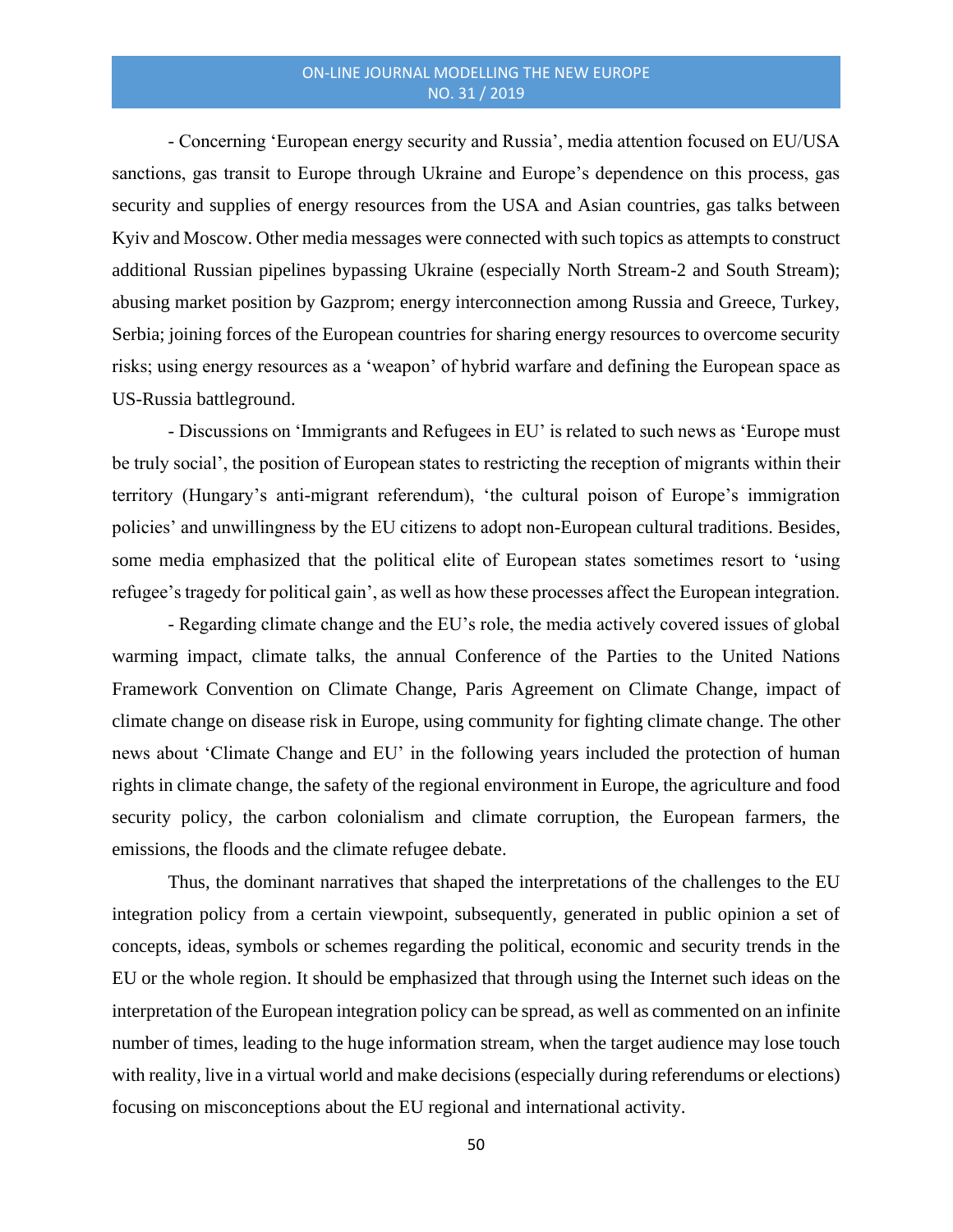- Concerning ‘European energy security and Russia’, media attention focused on EU/USA sanctions, gas transit to Europe through Ukraine and Europe’s dependence on this process, gas security and supplies of energy resources from the USA and Asian countries, gas talks between Kyiv and Moscow. Other media messages were connected with such topics as attempts to construct additional Russian pipelines bypassing Ukraine (especially North Stream-2 and South Stream); abusing market position by Gazprom; energy interconnection among Russia and Greece, Turkey, Serbia; joining forces of the European countries for sharing energy resources to overcome security risks; using energy resources as a ‘weapon’ of hybrid warfare and defining the European space as US-Russia battleground.

- Discussions on ‘Immigrants and Refugees in EU’ is related to such news as ‘Europe must be truly social’, the position of European states to restricting the reception of migrants within their territory (Hungary’s anti-migrant referendum), ‘the cultural poison of Europe’s immigration policies’ and unwillingness by the EU citizens to adopt non-European cultural traditions. Besides, some media emphasized that the political elite of European states sometimes resort to ‘using refugee’s tragedy for political gain’, as well as how these processes affect the European integration.

- Regarding climate change and the EU’s role, the media actively covered issues of global warming impact, climate talks, the annual Conference of the Parties to the United Nations Framework Convention on Climate Change, Paris Agreement on Climate Change, impact of climate change on disease risk in Europe, using community for fighting climate change. The other news about ‘Climate Change and EU’ in the following years included the protection of human rights in climate change, the safety of the regional environment in Europe, the agriculture and food security policy, the carbon colonialism and climate corruption, the European farmers, the emissions, the floods and the climate refugee debate.

Thus, the dominant narratives that shaped the interpretations of the challenges to the EU integration policy from a certain viewpoint, subsequently, generated in public opinion a set of concepts, ideas, symbols or schemes regarding the political, economic and security trends in the EU or the whole region. It should be emphasized that through using the Internet such ideas on the interpretation of the European integration policy can be spread, as well as commented on an infinite number of times, leading to the huge information stream, when the target audience may lose touch with reality, live in a virtual world and make decisions (especially during referendums or elections) focusing on misconceptions about the EU regional and international activity.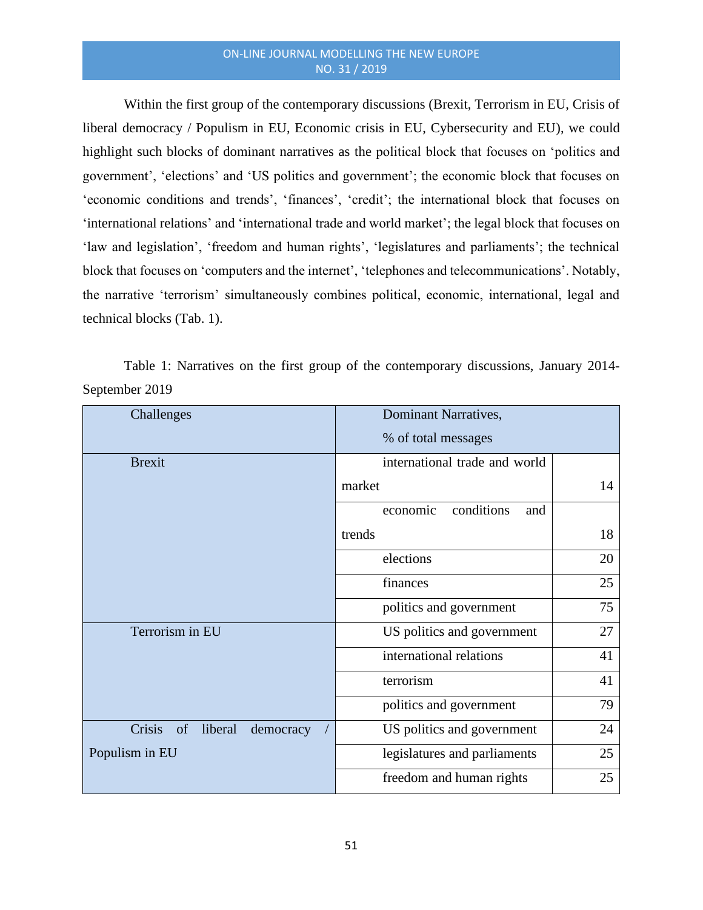Within the first group of the contemporary discussions (Brexit, Terrorism in EU, Crisis of liberal democracy / Populism in EU, Economic crisis in EU, Cybersecurity and EU), we could highlight such blocks of dominant narratives as the political block that focuses on 'politics and government', 'elections' and 'US politics and government'; the economic block that focuses on 'economic conditions and trends', 'finances', 'credit'; the international block that focuses on 'international relations' and 'international trade and world market'; the legal block that focuses on 'law and legislation', 'freedom and human rights', 'legislatures and parliaments'; the technical block that focuses on 'computers and the internet', 'telephones and telecommunications'. Notably, the narrative 'terrorism' simultaneously combines political, economic, international, legal and technical blocks (Tab. 1).

Table 1: Narratives on the first group of the contemporary discussions, January 2014-September 2019

| Challenges | Dominant Narratives, % of total messages | |
|---|---|---|
| Brexit | international trade and world market | 14 |
| | economic conditions and trends | 18 |
| | elections | 20 |
| | finances | 25 |
| | politics and government | 75 |
| Terrorism in EU | US politics and government | 27 |
| | international relations | 41 |
| | terrorism | 41 |
| | politics and government | 79 |
| Crisis of liberal democracy / Populism in EU | US politics and government | 24 |
| | legislatures and parliaments | 25 |
| | freedom and human rights | 25 |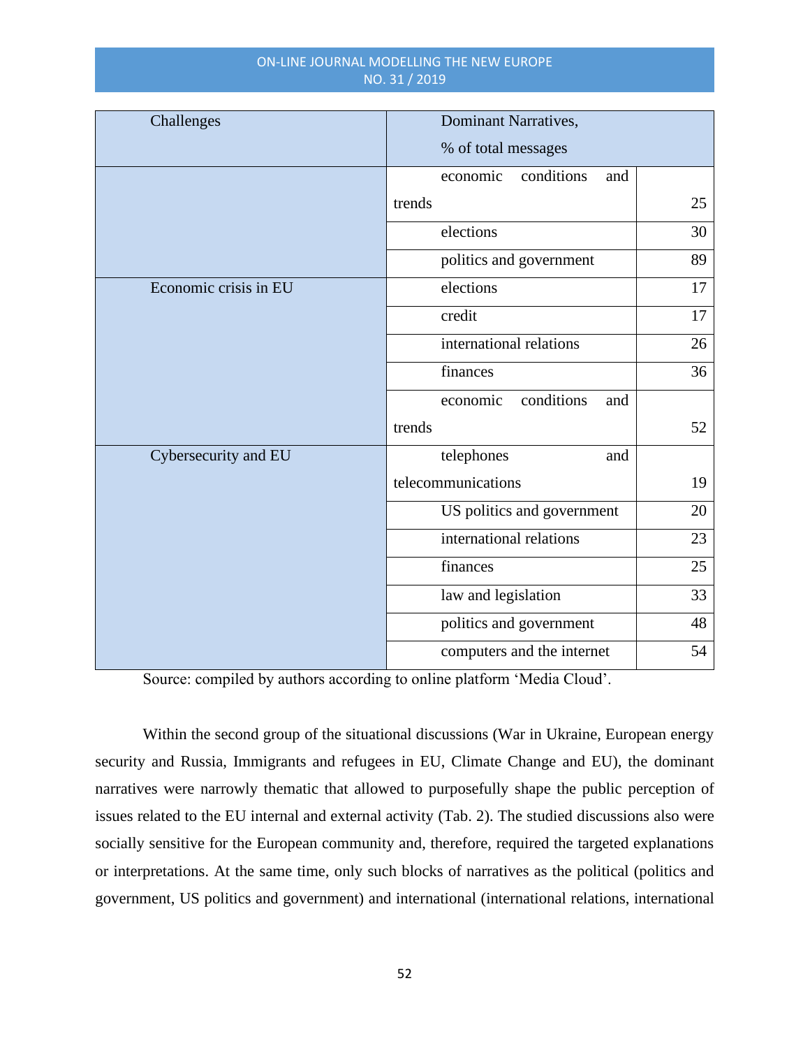| Challenges | Dominant Narratives, % of total messages | |
|---|---|---|
| | economic conditions and trends | 25 |
| | elections | 30 |
| | politics and government | 89 |
| Economic crisis in EU | elections | 17 |
| | credit | 17 |
| | international relations | 26 |
| | finances | 36 |
| | economic conditions and trends | 52 |
| Cybersecurity and EU | telephones and telecommunications | 19 |
| | US politics and government | 20 |
| | international relations | 23 |
| | finances | 25 |
| | law and legislation | 33 |
| | politics and government | 48 |
| | computers and the internet | 54 |

Source: compiled by authors according to online platform 'Media Cloud'.

Within the second group of the situational discussions (War in Ukraine, European energy security and Russia, Immigrants and refugees in EU, Climate Change and EU), the dominant narratives were narrowly thematic that allowed to purposefully shape the public perception of issues related to the EU internal and external activity (Tab. 2). The studied discussions also were socially sensitive for the European community and, therefore, required the targeted explanations or interpretations. At the same time, only such blocks of narratives as the political (politics and government, US politics and government) and international (international relations, international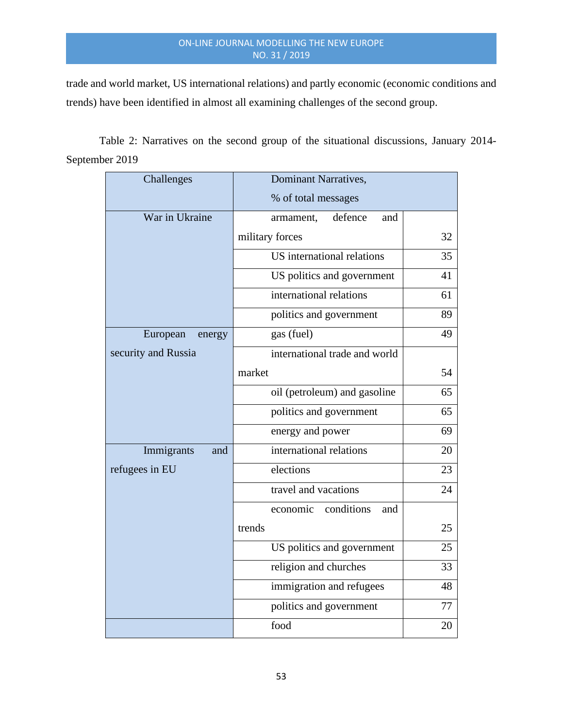trade and world market, US international relations) and partly economic (economic conditions and trends) have been identified in almost all examining challenges of the second group.

Table 2: Narratives on the second group of the situational discussions, January 2014-September 2019

| Challenges | Dominant Narratives, % of total messages | |
|---|---|---|
| War in Ukraine | armament, defence and military forces | 32 |
| | US international relations | 35 |
| | US politics and government | 41 |
| | international relations | 61 |
| | politics and government | 89 |
| European energy security and Russia | gas (fuel) | 49 |
| | international trade and world market | 54 |
| | oil (petroleum) and gasoline | 65 |
| | politics and government | 65 |
| | energy and power | 69 |
| Immigrants and refugees in EU | international relations | 20 |
| | elections | 23 |
| | travel and vacations | 24 |
| | economic conditions and trends | 25 |
| | US politics and government | 25 |
| | religion and churches | 33 |
| | immigration and refugees | 48 |
| | politics and government | 77 |
| | food | 20 |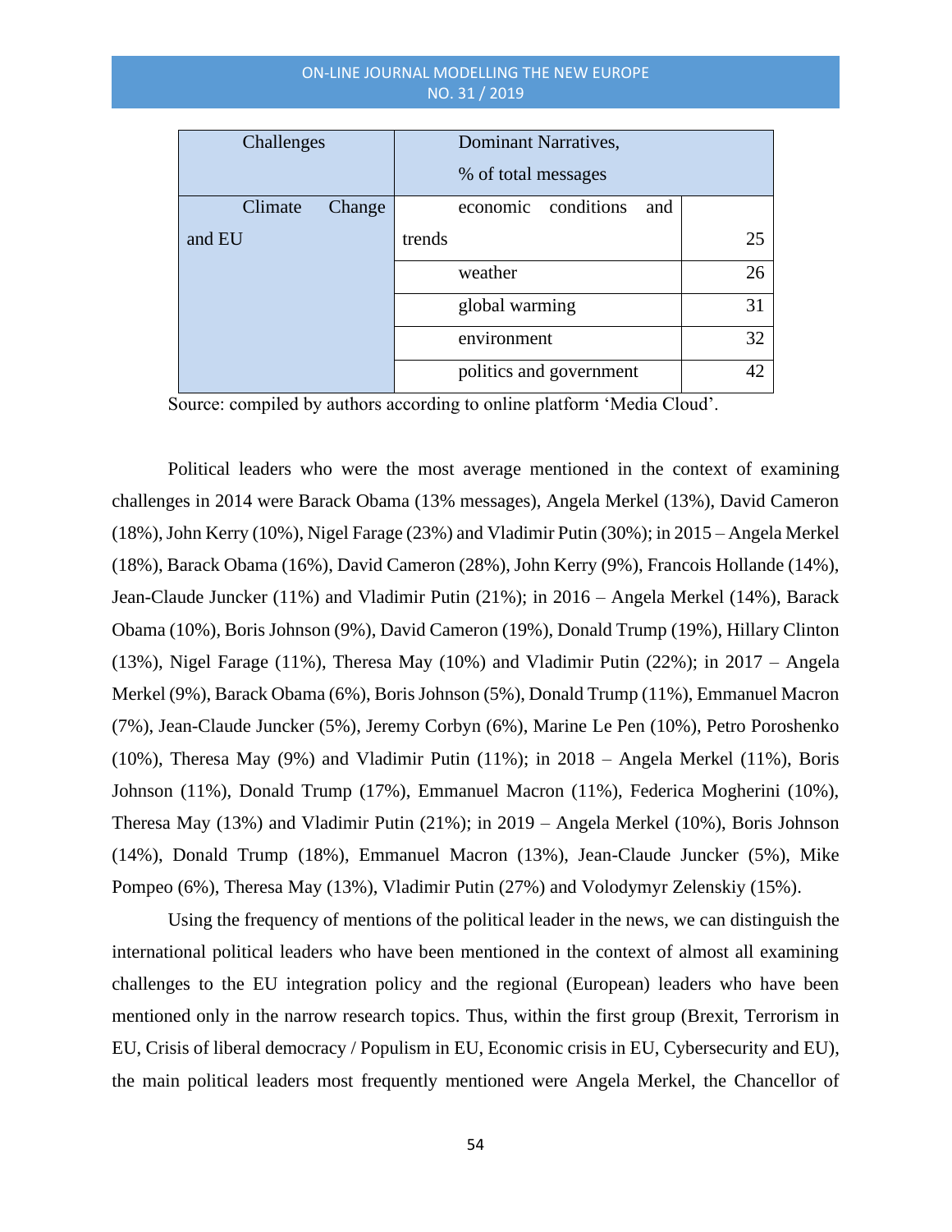| Challenges | Dominant Narratives, % of total messages | |
|---|---|---|
| Climate Change and EU | economic conditions and trends | 25 |
| | weather | 26 |
| | global warming | 31 |
| | environment | 32 |
| | politics and government | 42 |

Source: compiled by authors according to online platform 'Media Cloud'.

Political leaders who were the most average mentioned in the context of examining challenges in 2014 were Barack Obama (13% messages), Angela Merkel (13%), David Cameron (18%), John Kerry (10%), Nigel Farage (23%) and Vladimir Putin (30%); in 2015 – Angela Merkel (18%), Barack Obama (16%), David Cameron (28%), John Kerry (9%), Francois Hollande (14%), Jean-Claude Juncker (11%) and Vladimir Putin (21%); in 2016 – Angela Merkel (14%), Barack Obama (10%), Boris Johnson (9%), David Cameron (19%), Donald Trump (19%), Hillary Clinton (13%), Nigel Farage (11%), Theresa May (10%) and Vladimir Putin (22%); in 2017 – Angela Merkel (9%), Barack Obama (6%), Boris Johnson (5%), Donald Trump (11%), Emmanuel Macron (7%), Jean-Claude Juncker (5%), Jeremy Corbyn (6%), Marine Le Pen (10%), Petro Poroshenko (10%), Theresa May (9%) and Vladimir Putin (11%); in 2018 – Angela Merkel (11%), Boris Johnson (11%), Donald Trump (17%), Emmanuel Macron (11%), Federica Mogherini (10%), Theresa May (13%) and Vladimir Putin (21%); in 2019 – Angela Merkel (10%), Boris Johnson (14%), Donald Trump (18%), Emmanuel Macron (13%), Jean-Claude Juncker (5%), Mike Pompeo (6%), Theresa May (13%), Vladimir Putin (27%) and Volodymyr Zelenskiy (15%).

Using the frequency of mentions of the political leader in the news, we can distinguish the international political leaders who have been mentioned in the context of almost all examining challenges to the EU integration policy and the regional (European) leaders who have been mentioned only in the narrow research topics. Thus, within the first group (Brexit, Terrorism in EU, Crisis of liberal democracy / Populism in EU, Economic crisis in EU, Cybersecurity and EU), the main political leaders most frequently mentioned were Angela Merkel, the Chancellor of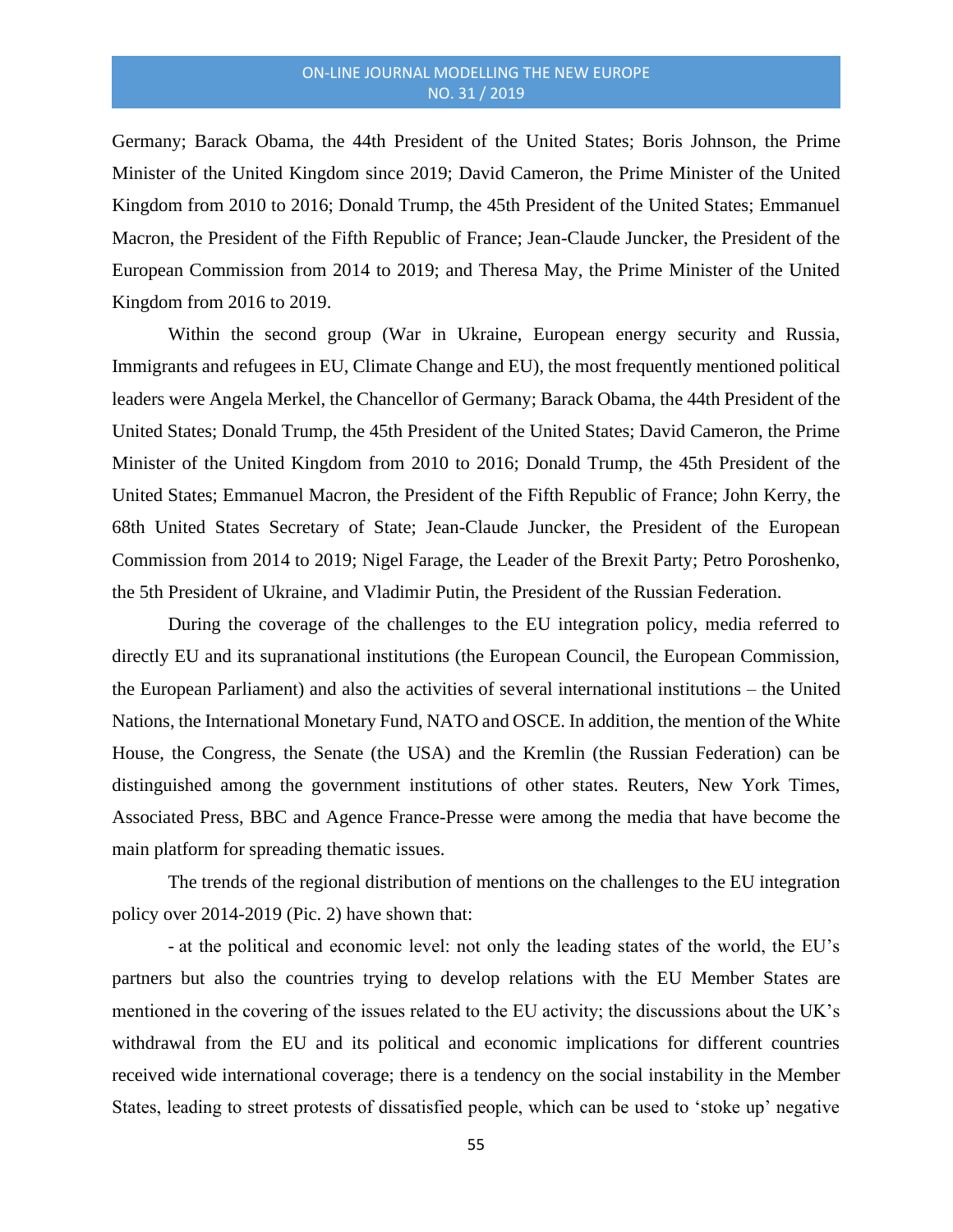Germany; Barack Obama, the 44th President of the United States; Boris Johnson, the Prime Minister of the United Kingdom since 2019; David Cameron, the Prime Minister of the United Kingdom from 2010 to 2016; Donald Trump, the 45th President of the United States; Emmanuel Macron, the President of the Fifth Republic of France; Jean-Claude Juncker, the President of the European Commission from 2014 to 2019; and Theresa May, the Prime Minister of the United Kingdom from 2016 to 2019.

Within the second group (War in Ukraine, European energy security and Russia, Immigrants and refugees in EU, Climate Change and EU), the most frequently mentioned political leaders were Angela Merkel, the Chancellor of Germany; Barack Obama, the 44th President of the United States; Donald Trump, the 45th President of the United States; David Cameron, the Prime Minister of the United Kingdom from 2010 to 2016; Donald Trump, the 45th President of the United States; Emmanuel Macron, the President of the Fifth Republic of France; John Kerry, the 68th United States Secretary of State; Jean-Claude Juncker, the President of the European Commission from 2014 to 2019; Nigel Farage, the Leader of the Brexit Party; Petro Poroshenko, the 5th President of Ukraine, and Vladimir Putin, the President of the Russian Federation.

During the coverage of the challenges to the EU integration policy, media referred to directly EU and its supranational institutions (the European Council, the European Commission, the European Parliament) and also the activities of several international institutions – the United Nations, the International Monetary Fund, NATO and OSCE. In addition, the mention of the White House, the Congress, the Senate (the USA) and the Kremlin (the Russian Federation) can be distinguished among the government institutions of other states. Reuters, New York Times, Associated Press, BBC and Agence France-Presse were among the media that have become the main platform for spreading thematic issues.

The trends of the regional distribution of mentions on the challenges to the EU integration policy over 2014-2019 (Pic. 2) have shown that:

- at the political and economic level: not only the leading states of the world, the EU's partners but also the countries trying to develop relations with the EU Member States are mentioned in the covering of the issues related to the EU activity; the discussions about the UK's withdrawal from the EU and its political and economic implications for different countries received wide international coverage; there is a tendency on the social instability in the Member States, leading to street protests of dissatisfied people, which can be used to 'stoke up' negative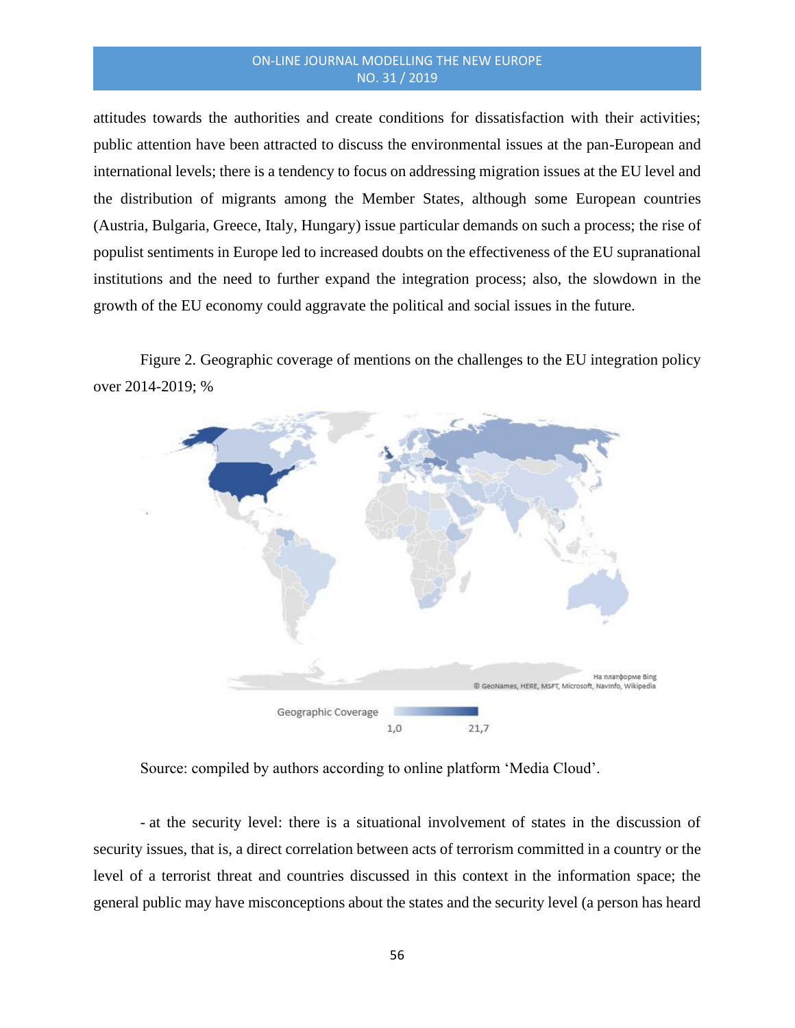attitudes towards the authorities and create conditions for dissatisfaction with their activities; public attention have been attracted to discuss the environmental issues at the pan-European and international levels; there is a tendency to focus on addressing migration issues at the EU level and the distribution of migrants among the Member States, although some European countries (Austria, Bulgaria, Greece, Italy, Hungary) issue particular demands on such a process; the rise of populist sentiments in Europe led to increased doubts on the effectiveness of the EU supranational institutions and the need to further expand the integration process; also, the slowdown in the growth of the EU economy could aggravate the political and social issues in the future.

Figure 2. Geographic coverage of mentions on the challenges to the EU integration policy over 2014-2019; %

Source: compiled by authors according to online platform 'Media Cloud'.

- at the security level: there is a situational involvement of states in the discussion of security issues, that is, a direct correlation between acts of terrorism committed in a country or the level of a terrorist threat and countries discussed in this context in the information space; the general public may have misconceptions about the states and the security level (a person has heard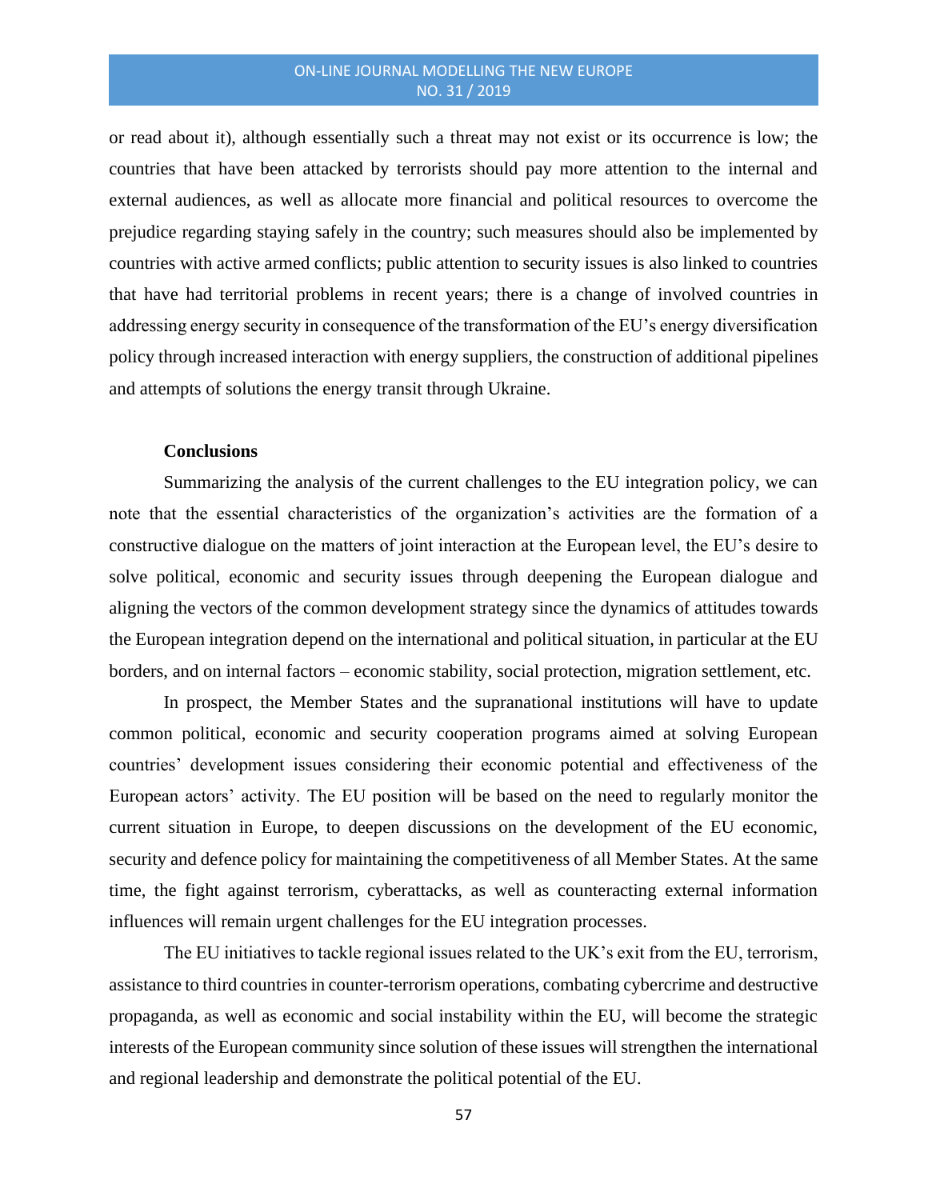or read about it), although essentially such a threat may not exist or its occurrence is low; the countries that have been attacked by terrorists should pay more attention to the internal and external audiences, as well as allocate more financial and political resources to overcome the prejudice regarding staying safely in the country; such measures should also be implemented by countries with active armed conflicts; public attention to security issues is also linked to countries that have had territorial problems in recent years; there is a change of involved countries in addressing energy security in consequence of the transformation of the EU's energy diversification policy through increased interaction with energy suppliers, the construction of additional pipelines and attempts of solutions the energy transit through Ukraine.

## Conclusions

Summarizing the analysis of the current challenges to the EU integration policy, we can note that the essential characteristics of the organization's activities are the formation of a constructive dialogue on the matters of joint interaction at the European level, the EU's desire to solve political, economic and security issues through deepening the European dialogue and aligning the vectors of the common development strategy since the dynamics of attitudes towards the European integration depend on the international and political situation, in particular at the EU borders, and on internal factors – economic stability, social protection, migration settlement, etc.

In prospect, the Member States and the supranational institutions will have to update common political, economic and security cooperation programs aimed at solving European countries' development issues considering their economic potential and effectiveness of the European actors' activity. The EU position will be based on the need to regularly monitor the current situation in Europe, to deepen discussions on the development of the EU economic, security and defence policy for maintaining the competitiveness of all Member States. At the same time, the fight against terrorism, cyberattacks, as well as counteracting external information influences will remain urgent challenges for the EU integration processes.

The EU initiatives to tackle regional issues related to the UK's exit from the EU, terrorism, assistance to third countries in counter-terrorism operations, combating cybercrime and destructive propaganda, as well as economic and social instability within the EU, will become the strategic interests of the European community since solution of these issues will strengthen the international and regional leadership and demonstrate the political potential of the EU.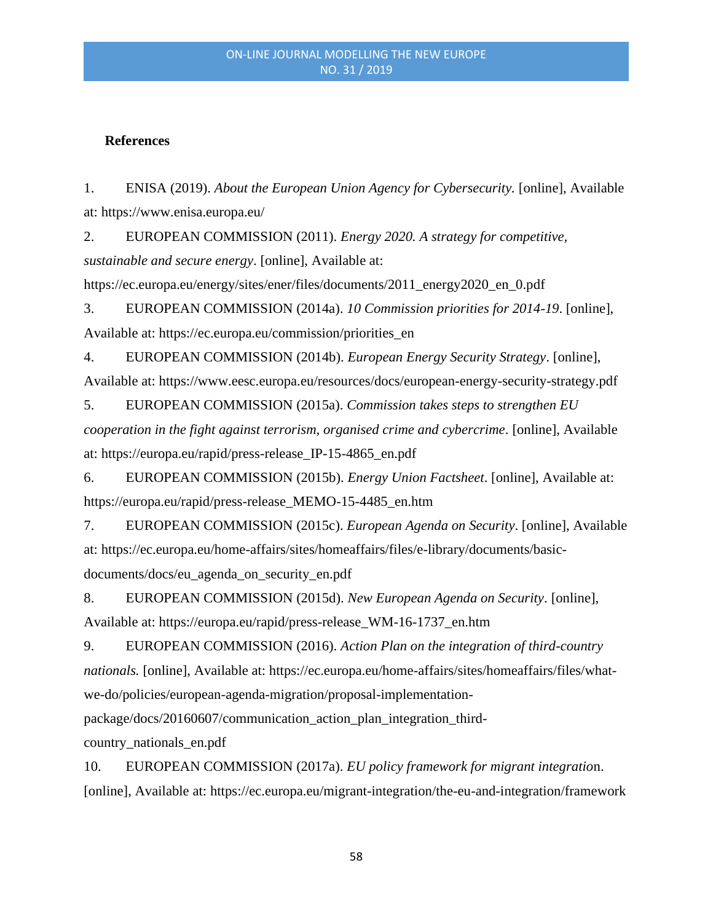**References**

1. ENISA (2019). *About the European Union Agency for Cybersecurity.* [online], Available at: https://www.enisa.europa.eu/
2. EUROPEAN COMMISSION (2011). *Energy 2020. A strategy for competitive, sustainable and secure energy*. [online], Available at: https://ec.europa.eu/energy/sites/ener/files/documents/2011_energy2020_en_0.pdf
3. EUROPEAN COMMISSION (2014a). *10 Commission priorities for 2014-19*. [online], Available at: https://ec.europa.eu/commission/priorities_en
4. EUROPEAN COMMISSION (2014b). *European Energy Security Strategy*. [online], Available at: https://www.eesc.europa.eu/resources/docs/european-energy-security-strategy.pdf
5. EUROPEAN COMMISSION (2015a). *Commission takes steps to strengthen EU cooperation in the fight against terrorism, organised crime and cybercrime*. [online], Available at: https://europa.eu/rapid/press-release_IP-15-4865_en.pdf
6. EUROPEAN COMMISSION (2015b). *Energy Union Factsheet*. [online], Available at: https://europa.eu/rapid/press-release_MEMO-15-4485_en.htm
7. EUROPEAN COMMISSION (2015c). *European Agenda on Security*. [online], Available at: https://ec.europa.eu/home-affairs/sites/homeaffairs/files/e-library/documents/basic-documents/docs/eu_agenda_on_security_en.pdf
8. EUROPEAN COMMISSION (2015d). *New European Agenda on Security*. [online], Available at: https://europa.eu/rapid/press-release_WM-16-1737_en.htm
9. EUROPEAN COMMISSION (2016). *Action Plan on the integration of third-country nationals.* [online], Available at: https://ec.europa.eu/home-affairs/sites/homeaffairs/files/what-we-do/policies/european-agenda-migration/proposal-implementation-package/docs/20160607/communication_action_plan_integration_third-country_nationals_en.pdf
10. EUROPEAN COMMISSION (2017a). *EU policy framework for migrant integratio*n. [online], Available at: https://ec.europa.eu/migrant-integration/the-eu-and-integration/framework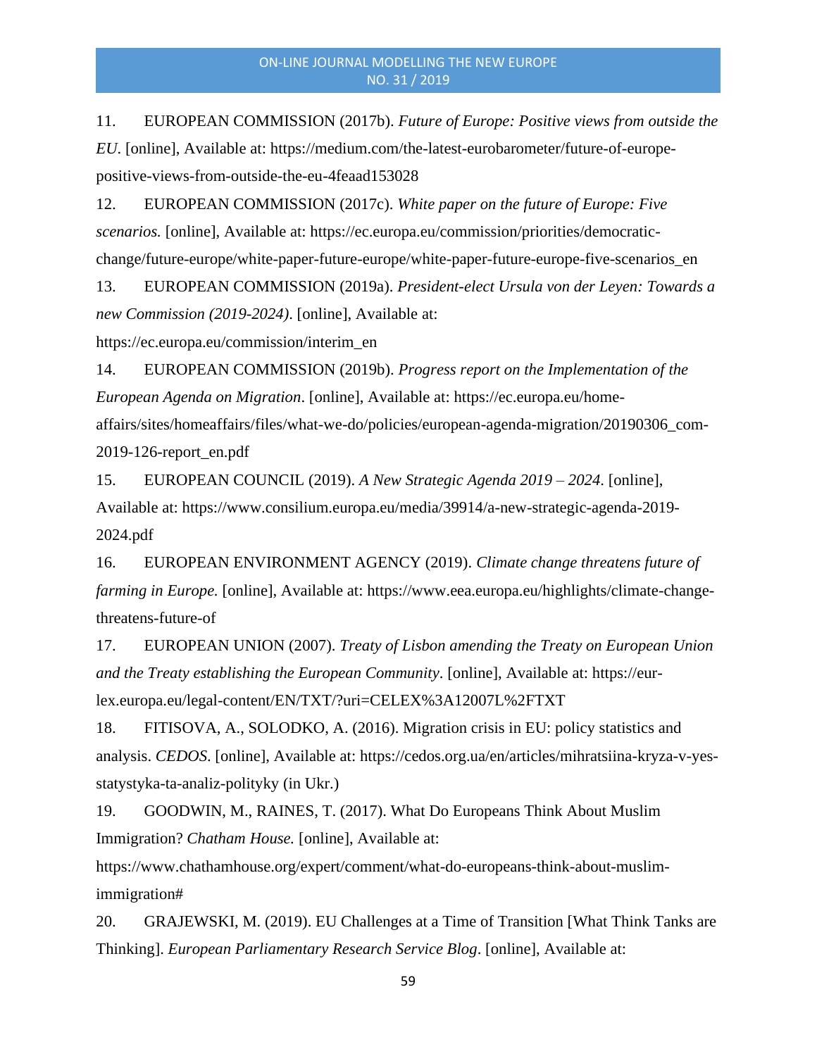11. EUROPEAN COMMISSION (2017b). *Future of Europe: Positive views from outside the EU*. [online], Available at: https://medium.com/the-latest-eurobarometer/future-of-europe-positive-views-from-outside-the-eu-4feaad153028

12. EUROPEAN COMMISSION (2017c). *White paper on the future of Europe: Five scenarios.* [online], Available at: https://ec.europa.eu/commission/priorities/democratic-change/future-europe/white-paper-future-europe/white-paper-future-europe-five-scenarios_en

13. EUROPEAN COMMISSION (2019a). *President-elect Ursula von der Leyen: Towards a new Commission (2019-2024)*. [online], Available at: https://ec.europa.eu/commission/interim_en

14. EUROPEAN COMMISSION (2019b). *Progress report on the Implementation of the European Agenda on Migration*. [online], Available at: https://ec.europa.eu/home-affairs/sites/homeaffairs/files/what-we-do/policies/european-agenda-migration/20190306_com-2019-126-report_en.pdf

15. EUROPEAN COUNCIL (2019). *A New Strategic Agenda 2019 – 2024*. [online], Available at: https://www.consilium.europa.eu/media/39914/a-new-strategic-agenda-2019-2024.pdf

16. EUROPEAN ENVIRONMENT AGENCY (2019). *Climate change threatens future of farming in Europe.* [online], Available at: https://www.eea.europa.eu/highlights/climate-change-threatens-future-of

17. EUROPEAN UNION (2007). *Treaty of Lisbon amending the Treaty on European Union and the Treaty establishing the European Community*. [online], Available at: https://eur-lex.europa.eu/legal-content/EN/TXT/?uri=CELEX%3A12007L%2FTXT

18. FITISOVA, A., SOLODKO, A. (2016). Migration crisis in EU: policy statistics and analysis. *CEDOS*. [online], Available at: https://cedos.org.ua/en/articles/mihratsiina-kryza-v-yes-statystyka-ta-analiz-polityky (in Ukr.)

19. GOODWIN, M., RAINES, T. (2017). What Do Europeans Think About Muslim Immigration? *Chatham House.* [online], Available at: https://www.chathamhouse.org/expert/comment/what-do-europeans-think-about-muslim-immigration#

20. GRAJEWSKI, M. (2019). EU Challenges at a Time of Transition [What Think Tanks are Thinking]. *European Parliamentary Research Service Blog*. [online], Available at: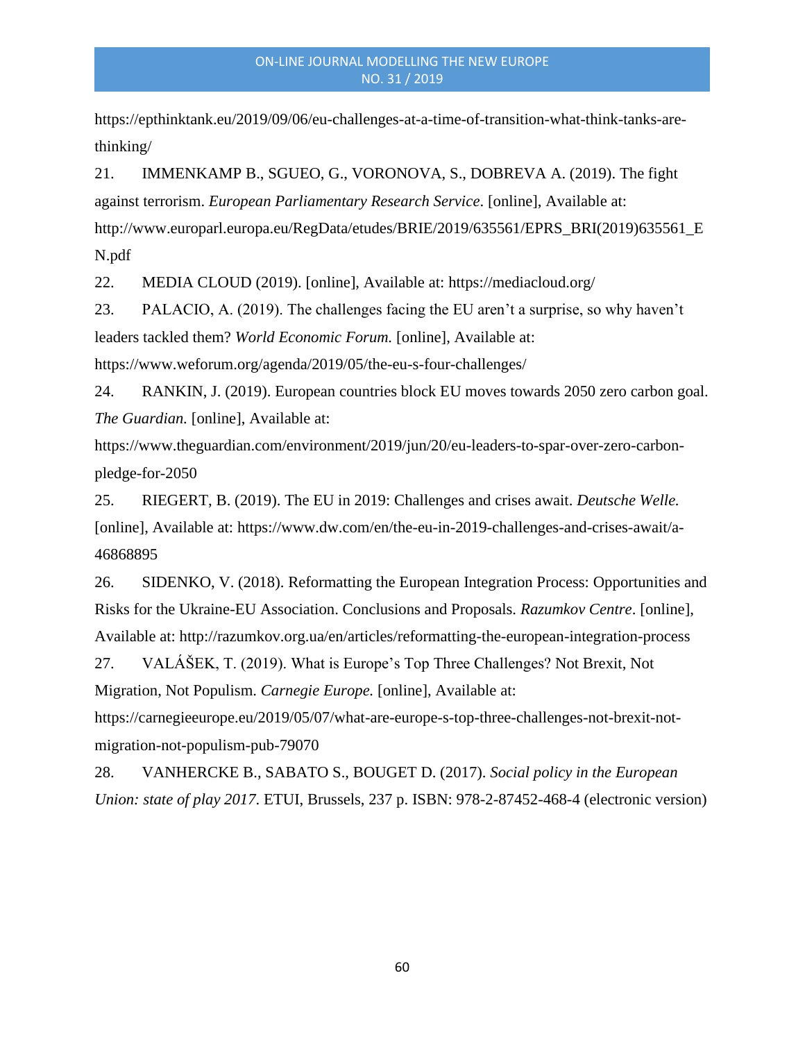https://epthinktank.eu/2019/09/06/eu-challenges-at-a-time-of-transition-what-think-tanks-are-thinking/

21. IMMENKAMP B., SGUEO, G., VORONOVA, S., DOBREVA A. (2019). The fight against terrorism. *European Parliamentary Research Service*. [online], Available at: http://www.europarl.europa.eu/RegData/etudes/BRIE/2019/635561/EPRS_BRI(2019)635561_EN.pdf

22. MEDIA CLOUD (2019). [online], Available at: https://mediacloud.org/

23. PALACIO, A. (2019). The challenges facing the EU aren't a surprise, so why haven't leaders tackled them? *World Economic Forum.* [online], Available at: https://www.weforum.org/agenda/2019/05/the-eu-s-four-challenges/

24. RANKIN, J. (2019). European countries block EU moves towards 2050 zero carbon goal. *The Guardian.* [online], Available at: https://www.theguardian.com/environment/2019/jun/20/eu-leaders-to-spar-over-zero-carbon-pledge-for-2050

25. RIEGERT, B. (2019). The EU in 2019: Challenges and crises await. *Deutsche Welle.* [online], Available at: https://www.dw.com/en/the-eu-in-2019-challenges-and-crises-await/a-46868895

26. SIDENKO, V. (2018). Reformatting the European Integration Process: Opportunities and Risks for the Ukraine-EU Association. Conclusions and Proposals. *Razumkov Centre*. [online], Available at: http://razumkov.org.ua/en/articles/reformatting-the-european-integration-process

27. VALÁŠEK, T. (2019). What is Europe's Top Three Challenges? Not Brexit, Not Migration, Not Populism. *Carnegie Europe.* [online], Available at: https://carnegieeurope.eu/2019/05/07/what-are-europe-s-top-three-challenges-not-brexit-not-migration-not-populism-pub-79070

28. VANHERCKE B., SABATO S., BOUGET D. (2017). *Social policy in the European Union: state of play 2017*. ETUI, Brussels, 237 p. ISBN: 978-2-87452-468-4 (electronic version)